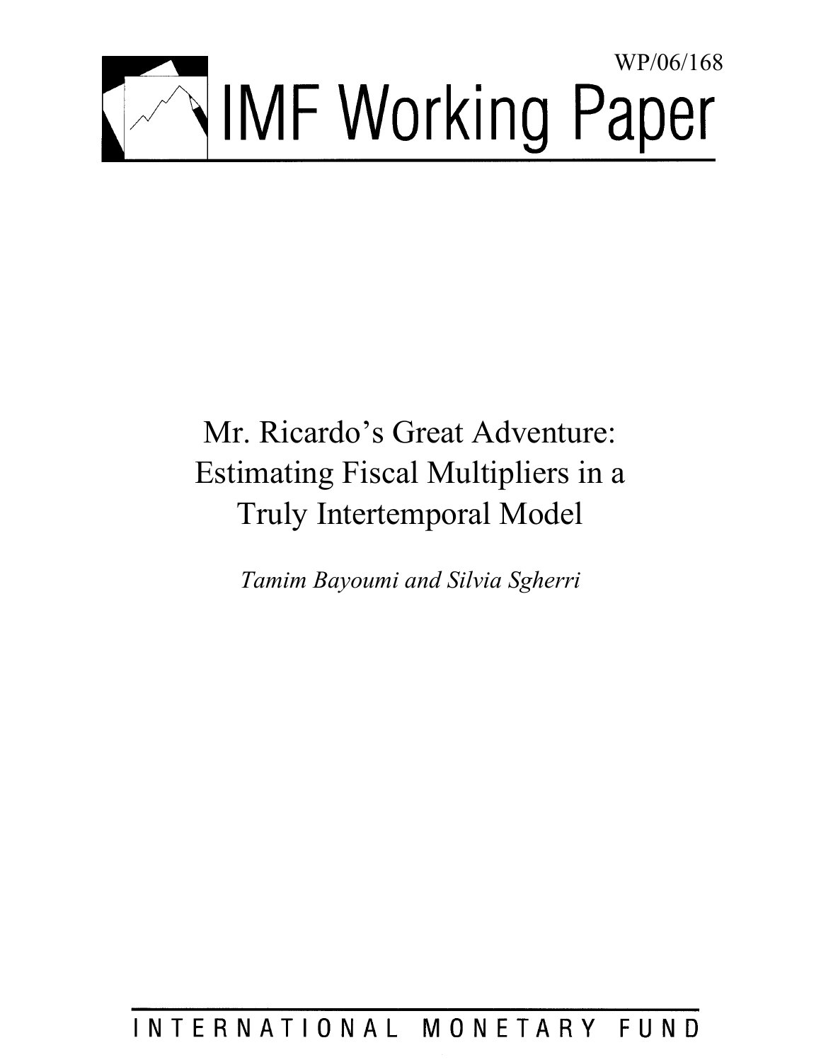WP/06/168

# IMF Working Paper

## Mr. Ricardo's Great Adventure: Estimating Fiscal Multipliers in a Truly Intertemporal Model

*Tamim Bayoumi and Silvia Sgherri*

INTERNATIONAL MONETARY FUND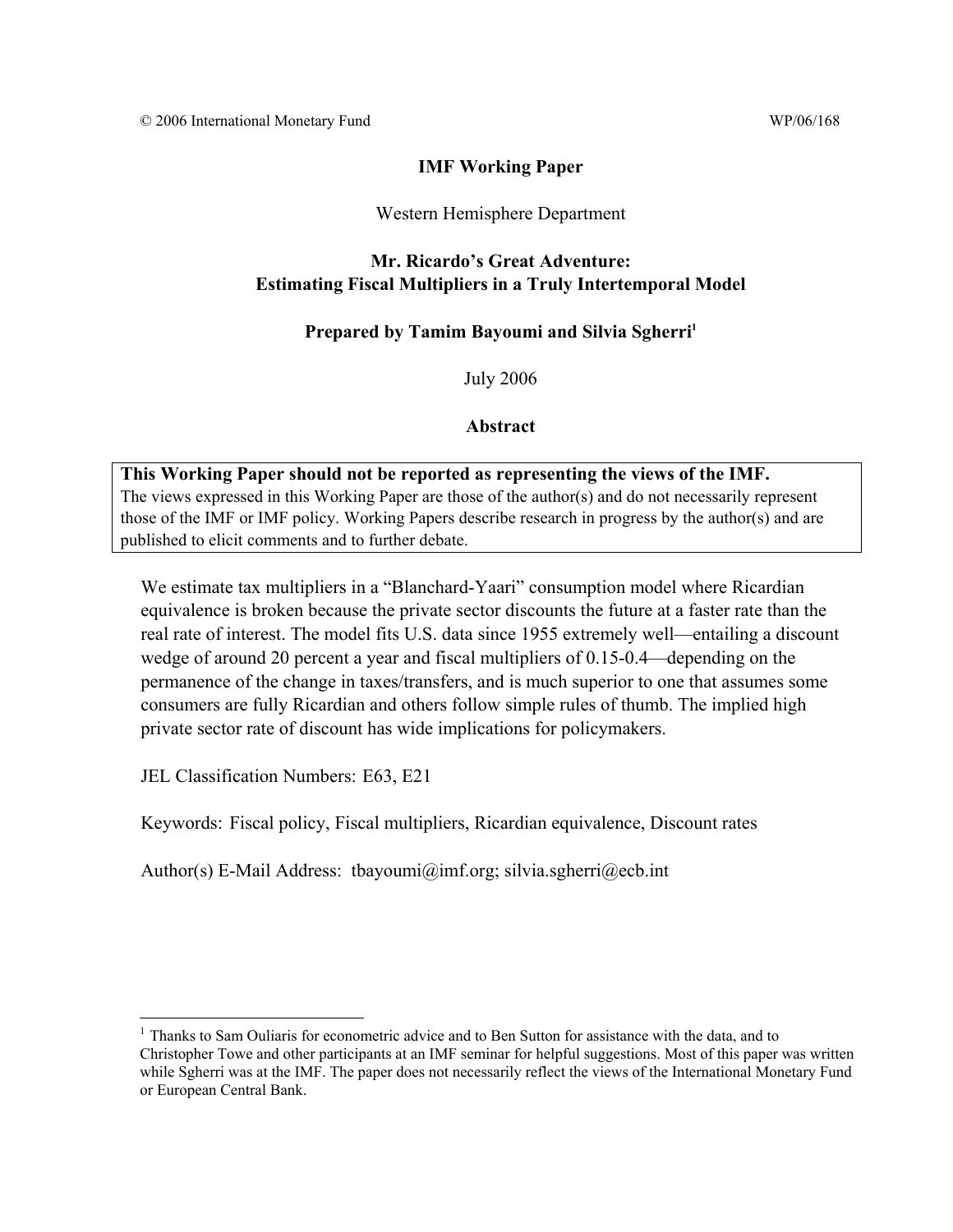© 2006 International Monetary Fund WP/06/168

**IMF Working Paper**

Western Hemisphere Department

**Mr. Ricardo's Great Adventure:**
**Estimating Fiscal Multipliers in a Truly Intertemporal Model**

**Prepared by Tamim Bayoumi and Silvia Sgherri**[1]

July 2006

**Abstract**

**This Working Paper should not be reported as representing the views of the IMF.**
The views expressed in this Working Paper are those of the author(s) and do not necessarily represent those of the IMF or IMF policy. Working Papers describe research in progress by the author(s) and are published to elicit comments and to further debate.

We estimate tax multipliers in a "Blanchard-Yaari" consumption model where Ricardian equivalence is broken because the private sector discounts the future at a faster rate than the real rate of interest. The model fits U.S. data since 1955 extremely well—entailing a discount wedge of around 20 percent a year and fiscal multipliers of 0.15-0.4—depending on the permanence of the change in taxes/transfers, and is much superior to one that assumes some consumers are fully Ricardian and others follow simple rules of thumb. The implied high private sector rate of discount has wide implications for policymakers.

JEL Classification Numbers: E63, E21

Keywords: Fiscal policy, Fiscal multipliers, Ricardian equivalence, Discount rates

Author(s) E-Mail Address: tbayoumi@imf.org; silvia.sgherri@ecb.int

[1] Thanks to Sam Ouliaris for econometric advice and to Ben Sutton for assistance with the data, and to Christopher Towe and other participants at an IMF seminar for helpful suggestions. Most of this paper was written while Sgherri was at the IMF. The paper does not necessarily reflect the views of the International Monetary Fund or European Central Bank.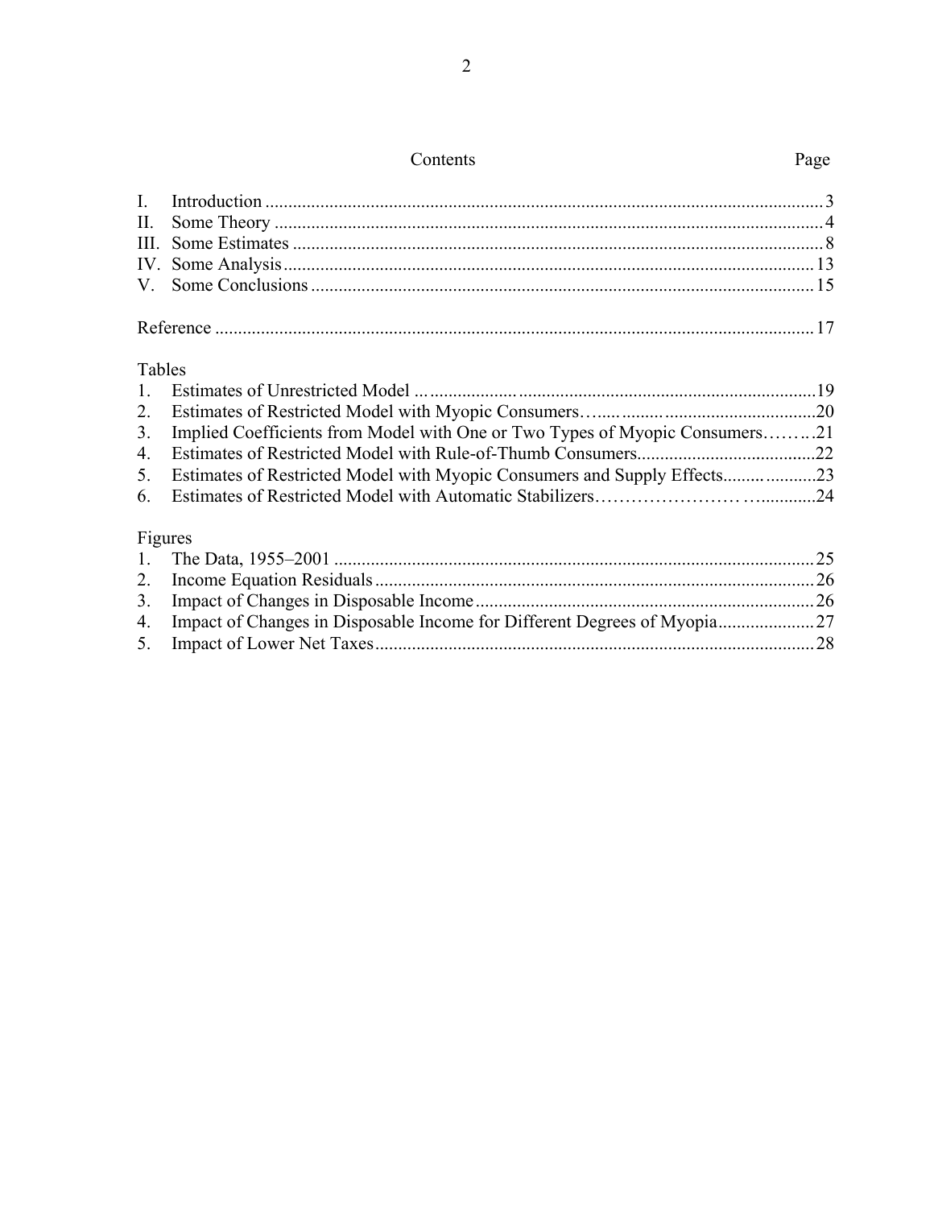# Contents

| | | Page |
|---|---|---|
| I. | Introduction | 3 |
| II. | Some Theory | 4 |
| III. | Some Estimates | 8 |
| IV. | Some Analysis | 13 |
| V. | Some Conclusions | 15 |
| | Reference | 17 |

**Tables**

| | | |
|---|---|---|
| 1. | Estimates of Unrestricted Model | 19 |
| 2. | Estimates of Restricted Model with Myopic Consumers | 20 |
| 3. | Implied Coefficients from Model with One or Two Types of Myopic Consumers | 21 |
| 4. | Estimates of Restricted Model with Rule-of-Thumb Consumers | 22 |
| 5. | Estimates of Restricted Model with Myopic Consumers and Supply Effects | 23 |
| 6. | Estimates of Restricted Model with Automatic Stabilizers | 24 |

**Figures**

| | | |
|---|---|---|
| 1. | The Data, 1955–2001 | 25 |
| 2. | Income Equation Residuals | 26 |
| 3. | Impact of Changes in Disposable Income | 26 |
| 4. | Impact of Changes in Disposable Income for Different Degrees of Myopia | 27 |
| 5. | Impact of Lower Net Taxes | 28 |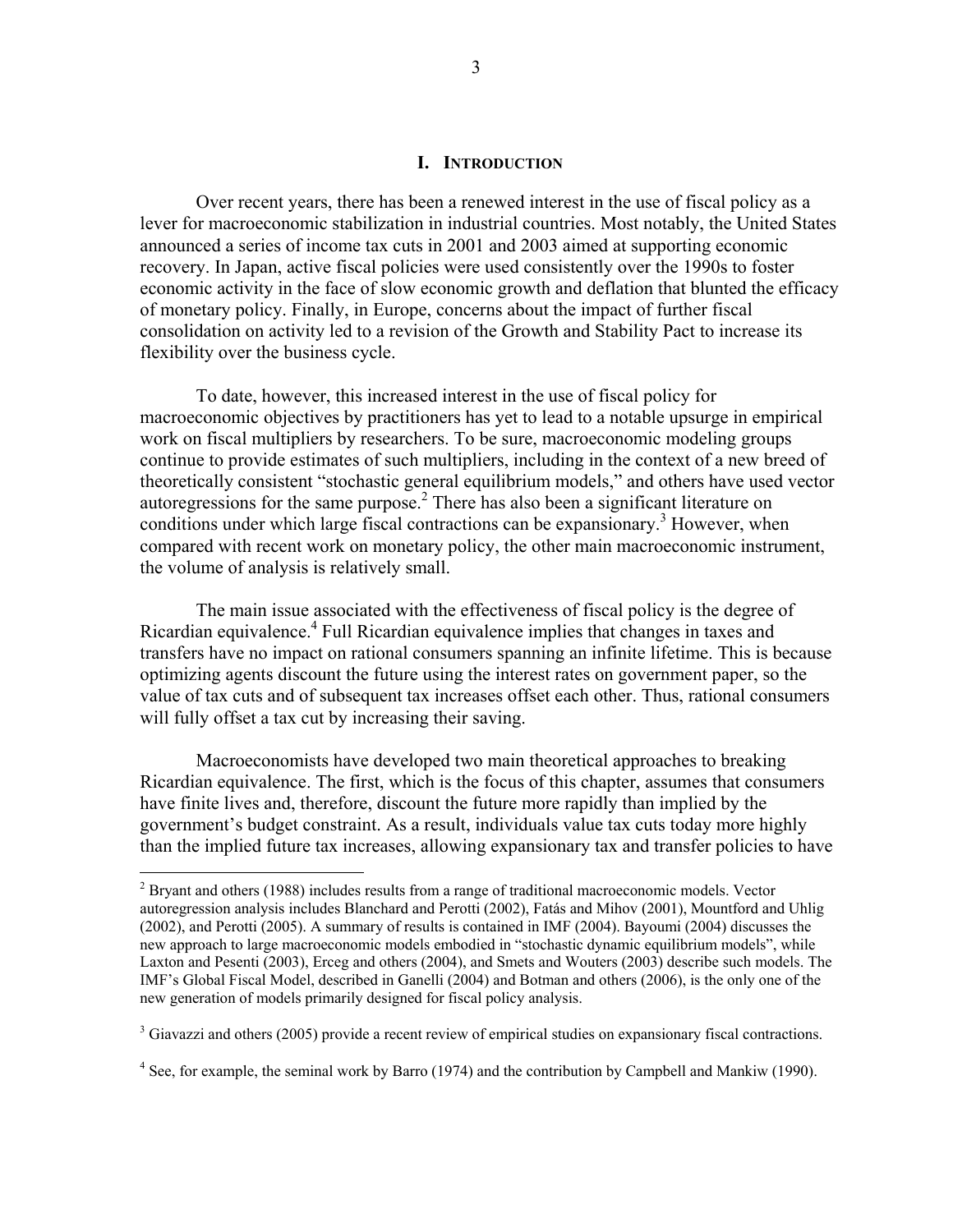# I. INTRODUCTION

Over recent years, there has been a renewed interest in the use of fiscal policy as a lever for macroeconomic stabilization in industrial countries. Most notably, the United States announced a series of income tax cuts in 2001 and 2003 aimed at supporting economic recovery. In Japan, active fiscal policies were used consistently over the 1990s to foster economic activity in the face of slow economic growth and deflation that blunted the efficacy of monetary policy. Finally, in Europe, concerns about the impact of further fiscal consolidation on activity led to a revision of the Growth and Stability Pact to increase its flexibility over the business cycle.

To date, however, this increased interest in the use of fiscal policy for macroeconomic objectives by practitioners has yet to lead to a notable upsurge in empirical work on fiscal multipliers by researchers. To be sure, macroeconomic modeling groups continue to provide estimates of such multipliers, including in the context of a new breed of theoretically consistent "stochastic general equilibrium models," and others have used vector autoregressions for the same purpose.[2] There has also been a significant literature on conditions under which large fiscal contractions can be expansionary.[3] However, when compared with recent work on monetary policy, the other main macroeconomic instrument, the volume of analysis is relatively small.

The main issue associated with the effectiveness of fiscal policy is the degree of Ricardian equivalence.[4] Full Ricardian equivalence implies that changes in taxes and transfers have no impact on rational consumers spanning an infinite lifetime. This is because optimizing agents discount the future using the interest rates on government paper, so the value of tax cuts and of subsequent tax increases offset each other. Thus, rational consumers will fully offset a tax cut by increasing their saving.

Macroeconomists have developed two main theoretical approaches to breaking Ricardian equivalence. The first, which is the focus of this chapter, assumes that consumers have finite lives and, therefore, discount the future more rapidly than implied by the government's budget constraint. As a result, individuals value tax cuts today more highly than the implied future tax increases, allowing expansionary tax and transfer policies to have

---

[2] Bryant and others (1988) includes results from a range of traditional macroeconomic models. Vector autoregression analysis includes Blanchard and Perotti (2002), Fatás and Mihov (2001), Mountford and Uhlig (2002), and Perotti (2005). A summary of results is contained in IMF (2004). Bayoumi (2004) discusses the new approach to large macroeconomic models embodied in "stochastic dynamic equilibrium models", while Laxton and Pesenti (2003), Erceg and others (2004), and Smets and Wouters (2003) describe such models. The IMF's Global Fiscal Model, described in Ganelli (2004) and Botman and others (2006), is the only one of the new generation of models primarily designed for fiscal policy analysis.

[3] Giavazzi and others (2005) provide a recent review of empirical studies on expansionary fiscal contractions.

[4] See, for example, the seminal work by Barro (1974) and the contribution by Campbell and Mankiw (1990).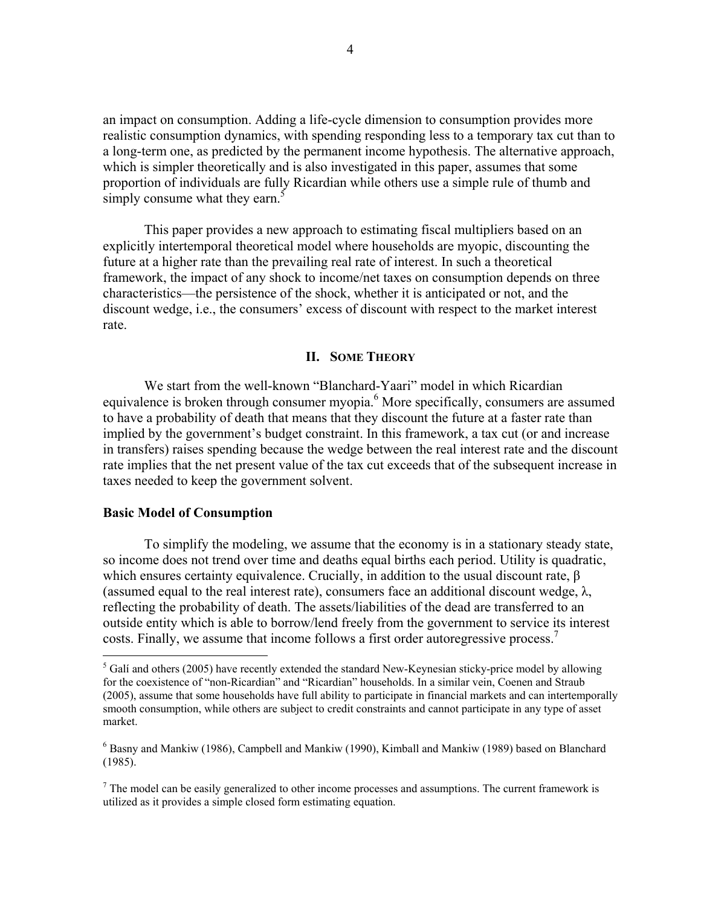an impact on consumption. Adding a life-cycle dimension to consumption provides more realistic consumption dynamics, with spending responding less to a temporary tax cut than to a long-term one, as predicted by the permanent income hypothesis. The alternative approach, which is simpler theoretically and is also investigated in this paper, assumes that some proportion of individuals are fully Ricardian while others use a simple rule of thumb and simply consume what they earn.[5]

This paper provides a new approach to estimating fiscal multipliers based on an explicitly intertemporal theoretical model where households are myopic, discounting the future at a higher rate than the prevailing real rate of interest. In such a theoretical framework, the impact of any shock to income/net taxes on consumption depends on three characteristics—the persistence of the shock, whether it is anticipated or not, and the discount wedge, i.e., the consumers' excess of discount with respect to the market interest rate.

## II. Some Theory

We start from the well-known "Blanchard-Yaari" model in which Ricardian equivalence is broken through consumer myopia.[6] More specifically, consumers are assumed to have a probability of death that means that they discount the future at a faster rate than implied by the government's budget constraint. In this framework, a tax cut (or and increase in transfers) raises spending because the wedge between the real interest rate and the discount rate implies that the net present value of the tax cut exceeds that of the subsequent increase in taxes needed to keep the government solvent.

### Basic Model of Consumption

To simplify the modeling, we assume that the economy is in a stationary steady state, so income does not trend over time and deaths equal births each period. Utility is quadratic, which ensures certainty equivalence. Crucially, in addition to the usual discount rate, $\beta$ (assumed equal to the real interest rate), consumers face an additional discount wedge, $\lambda$, reflecting the probability of death. The assets/liabilities of the dead are transferred to an outside entity which is able to borrow/lend freely from the government to service its interest costs. Finally, we assume that income follows a first order autoregressive process.[7]

---

[5] Galí and others (2005) have recently extended the standard New-Keynesian sticky-price model by allowing for the coexistence of "non-Ricardian" and "Ricardian" households. In a similar vein, Coenen and Straub (2005), assume that some households have full ability to participate in financial markets and can intertemporally smooth consumption, while others are subject to credit constraints and cannot participate in any type of asset market.

[6] Basny and Mankiw (1986), Campbell and Mankiw (1990), Kimball and Mankiw (1989) based on Blanchard (1985).

[7] The model can be easily generalized to other income processes and assumptions. The current framework is utilized as it provides a simple closed form estimating equation.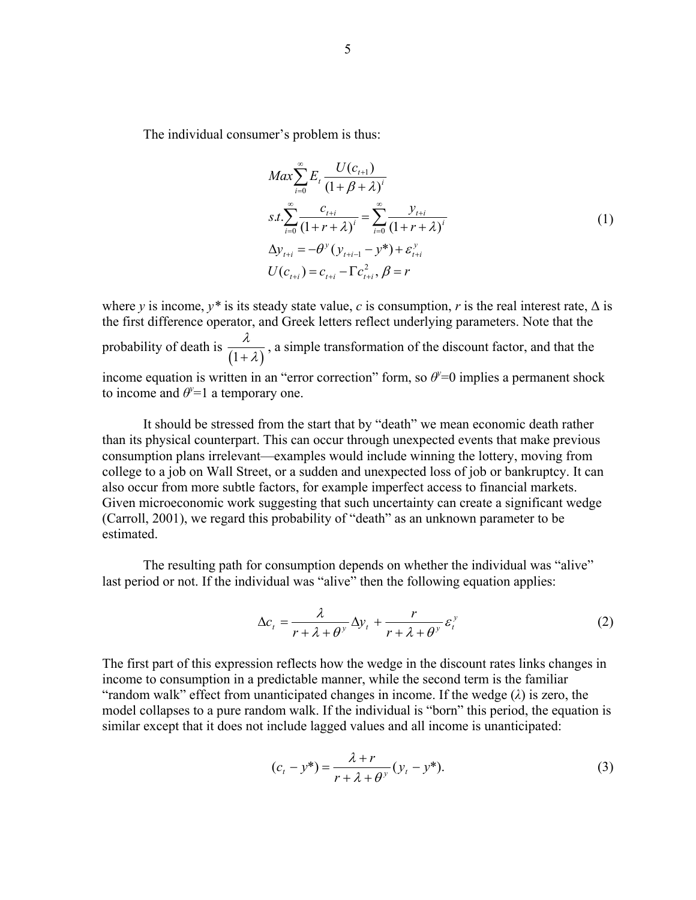The individual consumer's problem is thus:

$$
\begin{aligned}
&Max \sum_{i=0}^{\infty} E_t \frac{U(c_{t+1})}{(1+\beta+\lambda)^i} \\
&s.t. \sum_{i=0}^{\infty} \frac{c_{t+i}}{(1+r+\lambda)^i} = \sum_{i=0}^{\infty} \frac{y_{t+i}}{(1+r+\lambda)^i} \\
&\Delta y_{t+i} = -\theta^y (y_{t+i-1} - y^*) + \varepsilon_{t+i}^y \\
&U(c_{t+i}) = c_{t+i} - \Gamma c_{t+i}^2, \, \beta = r
\end{aligned}
\tag{1}
$$

where $y$ is income, $y^*$ is its steady state value, $c$ is consumption, $r$ is the real interest rate, $\Delta$ is the first difference operator, and Greek letters reflect underlying parameters. Note that the probability of death is $\frac{\lambda}{(1+\lambda)}$, a simple transformation of the discount factor, and that the income equation is written in an "error correction" form, so $\theta^y=0$ implies a permanent shock to income and $\theta^y=1$ a temporary one.

It should be stressed from the start that by "death" we mean economic death rather than its physical counterpart. This can occur through unexpected events that make previous consumption plans irrelevant—examples would include winning the lottery, moving from college to a job on Wall Street, or a sudden and unexpected loss of job or bankruptcy. It can also occur from more subtle factors, for example imperfect access to financial markets. Given microeconomic work suggesting that such uncertainty can create a significant wedge (Carroll, 2001), we regard this probability of "death" as an unknown parameter to be estimated.

The resulting path for consumption depends on whether the individual was "alive" last period or not. If the individual was "alive" then the following equation applies:

$$
\Delta c_t = \frac{\lambda}{r+\lambda+\theta^y} \Delta y_t + \frac{r}{r+\lambda+\theta^y} \varepsilon_t^y \tag{2}
$$

The first part of this expression reflects how the wedge in the discount rates links changes in income to consumption in a predictable manner, while the second term is the familiar "random walk" effect from unanticipated changes in income. If the wedge ($\lambda$) is zero, the model collapses to a pure random walk. If the individual is "born" this period, the equation is similar except that it does not include lagged values and all income is unanticipated:

$$
(c_t - y^*) = \frac{\lambda + r}{r+\lambda+\theta^y} (y_t - y^*). \tag{3}
$$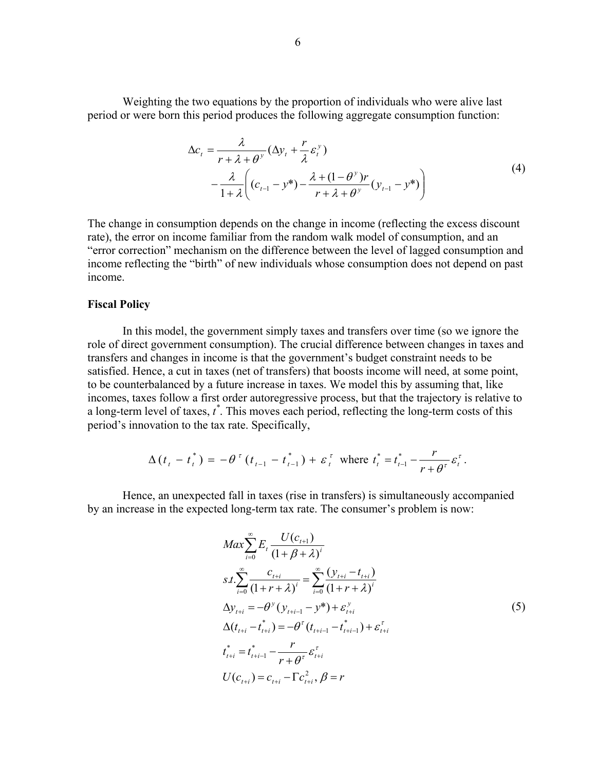Weighting the two equations by the proportion of individuals who were alive last period or were born this period produces the following aggregate consumption function:

$$
\begin{aligned}
\Delta c_t &= \frac{\lambda}{r+\lambda+\theta^y}(\Delta y_t + \frac{r}{\lambda}\varepsilon_t^y) \\
&\quad - \frac{\lambda}{1+\lambda}\left( (c_{t-1} - y^*) - \frac{\lambda + (1-\theta^y)r}{r+\lambda+\theta^y}(y_{t-1} - y^*) \right)
\end{aligned} \tag{4}
$$

The change in consumption depends on the change in income (reflecting the excess discount rate), the error on income familiar from the random walk model of consumption, and an "error correction" mechanism on the difference between the level of lagged consumption and income reflecting the "birth" of new individuals whose consumption does not depend on past income.

### Fiscal Policy

In this model, the government simply taxes and transfers over time (so we ignore the role of direct government consumption). The crucial difference between changes in taxes and transfers and changes in income is that the government's budget constraint needs to be satisfied. Hence, a cut in taxes (net of transfers) that boosts income will need, at some point, to be counterbalanced by a future increase in taxes. We model this by assuming that, like incomes, taxes follow a first order autoregressive process, but that the trajectory is relative to a long-term level of taxes, $t^*$. This moves each period, reflecting the long-term costs of this period's innovation to the tax rate. Specifically,

$$
\Delta(t_t - t_t^*) = -\theta^\tau (t_{t-1} - t_{t-1}^*) + \varepsilon_t^\tau \;\text{ where }\; t_t^* = t_{t-1}^* - \frac{r}{r+\theta^\tau}\varepsilon_t^\tau .
$$

Hence, an unexpected fall in taxes (rise in transfers) is simultaneously accompanied by an increase in the expected long-term tax rate. The consumer's problem is now:

$$
\begin{aligned}
& Max \sum_{i=0}^{\infty} E_t \frac{U(c_{t+1})}{(1+\beta+\lambda)^i} \\
& s.t. \sum_{i=0}^{\infty} \frac{c_{t+i}}{(1+r+\lambda)^i} = \sum_{i=0}^{\infty} \frac{(y_{t+i} - t_{t+i})}{(1+r+\lambda)^i} \\
& \Delta y_{t+i} = -\theta^y (y_{t+i-1} - y^*) + \varepsilon_{t+i}^y \\
& \Delta(t_{t+i} - t_{t+i}^*) = -\theta^\tau (t_{t+i-1} - t_{t+i-1}^*) + \varepsilon_{t+i}^\tau \\
& t_{t+i}^* = t_{t+i-1}^* - \frac{r}{r+\theta^\tau}\varepsilon_{t+i}^\tau \\
& U(c_{t+i}) = c_{t+i} - \Gamma c_{t+i}^2, \beta = r
\end{aligned} \tag{5}
$$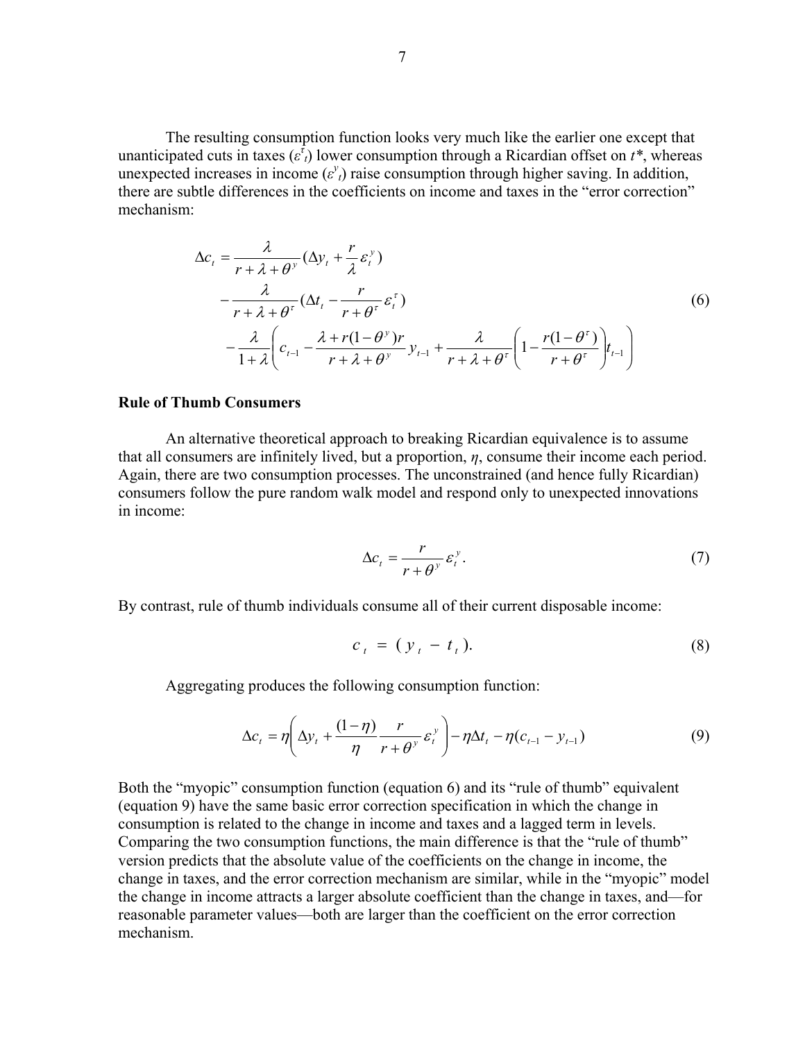The resulting consumption function looks very much like the earlier one except that unanticipated cuts in taxes ($\varepsilon^{\tau}_{t}$) lower consumption through a Ricardian offset on $t^*$, whereas unexpected increases in income ($\varepsilon^{y}_{t}$) raise consumption through higher saving. In addition, there are subtle differences in the coefficients on income and taxes in the "error correction" mechanism:

$$
\begin{aligned}
\Delta c_t = & \frac{\lambda}{r+\lambda+\theta^y}(\Delta y_t + \frac{r}{\lambda}\varepsilon_t^y) \\
& - \frac{\lambda}{r+\lambda+\theta^\tau}(\Delta t_t - \frac{r}{r+\theta^\tau}\varepsilon_t^\tau) \\
& - \frac{\lambda}{1+\lambda}\left( c_{t-1} - \frac{\lambda + r(1-\theta^y)r}{r+\lambda+\theta^y} y_{t-1} + \frac{\lambda}{r+\lambda+\theta^\tau}\left(1 - \frac{r(1-\theta^\tau)}{r+\theta^\tau}\right) t_{t-1} \right)
\end{aligned}
\tag{6}
$$

**Rule of Thumb Consumers**

An alternative theoretical approach to breaking Ricardian equivalence is to assume that all consumers are infinitely lived, but a proportion, $\eta$, consume their income each period. Again, there are two consumption processes. The unconstrained (and hence fully Ricardian) consumers follow the pure random walk model and respond only to unexpected innovations in income:

$$
\Delta c_t = \frac{r}{r+\theta^y}\varepsilon_t^y. \tag{7}
$$

By contrast, rule of thumb individuals consume all of their current disposable income:

$$
c_t = (y_t - t_t). \tag{8}
$$

Aggregating produces the following consumption function:

$$
\Delta c_t = \eta\left( \Delta y_t + \frac{(1-\eta)}{\eta}\frac{r}{r+\theta^y}\varepsilon_t^y \right) - \eta \Delta t_t - \eta(c_{t-1} - y_{t-1}) \tag{9}
$$

Both the "myopic" consumption function (equation 6) and its "rule of thumb" equivalent (equation 9) have the same basic error correction specification in which the change in consumption is related to the change in income and taxes and a lagged term in levels. Comparing the two consumption functions, the main difference is that the "rule of thumb" version predicts that the absolute value of the coefficients on the change in income, the change in taxes, and the error correction mechanism are similar, while in the "myopic" model the change in income attracts a larger absolute coefficient than the change in taxes, and—for reasonable parameter values—both are larger than the coefficient on the error correction mechanism.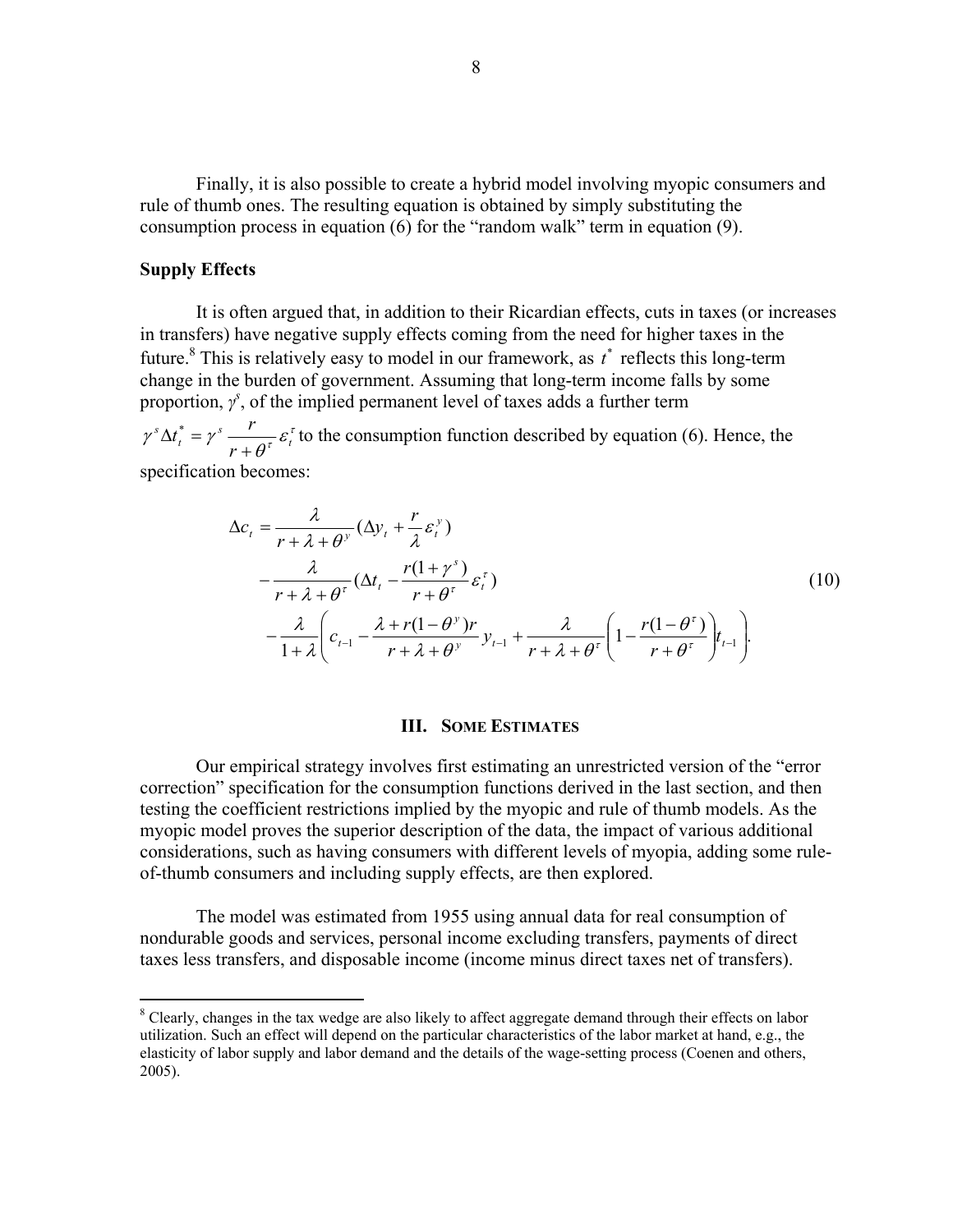Finally, it is also possible to create a hybrid model involving myopic consumers and rule of thumb ones. The resulting equation is obtained by simply substituting the consumption process in equation (6) for the "random walk" term in equation (9).

**Supply Effects**

It is often argued that, in addition to their Ricardian effects, cuts in taxes (or increases in transfers) have negative supply effects coming from the need for higher taxes in the future.[8] This is relatively easy to model in our framework, as $t^*$ reflects this long-term change in the burden of government. Assuming that long-term income falls by some proportion, $\gamma^s$, of the implied permanent level of taxes adds a further term $\gamma^s \Delta t_t^* = \gamma^s \frac{r}{r+\theta^\tau}\varepsilon_t^\tau$ to the consumption function described by equation (6). Hence, the specification becomes:

$$
\begin{aligned}
\Delta c_t &= \frac{\lambda}{r+\lambda+\theta^y}(\Delta y_t + \frac{r}{\lambda}\varepsilon_t^y) \\
&\quad - \frac{\lambda}{r+\lambda+\theta^\tau}(\Delta t_t - \frac{r(1+\gamma^s)}{r+\theta^\tau}\varepsilon_t^\tau) \\
&\quad - \frac{\lambda}{1+\lambda}\left(c_{t-1} - \frac{\lambda + r(1-\theta^y)r}{r+\lambda+\theta^y}y_{t-1} + \frac{\lambda}{r+\lambda+\theta^\tau}\left(1 - \frac{r(1-\theta^\tau)}{r+\theta^\tau}\right)t_{t-1}\right).
\end{aligned}
\tag{10}
$$

## III. Some Estimates

Our empirical strategy involves first estimating an unrestricted version of the "error correction" specification for the consumption functions derived in the last section, and then testing the coefficient restrictions implied by the myopic and rule of thumb models. As the myopic model proves the superior description of the data, the impact of various additional considerations, such as having consumers with different levels of myopia, adding some rule-of-thumb consumers and including supply effects, are then explored.

The model was estimated from 1955 using annual data for real consumption of nondurable goods and services, personal income excluding transfers, payments of direct taxes less transfers, and disposable income (income minus direct taxes net of transfers).

[8] Clearly, changes in the tax wedge are also likely to affect aggregate demand through their effects on labor utilization. Such an effect will depend on the particular characteristics of the labor market at hand, e.g., the elasticity of labor supply and labor demand and the details of the wage-setting process (Coenen and others, 2005).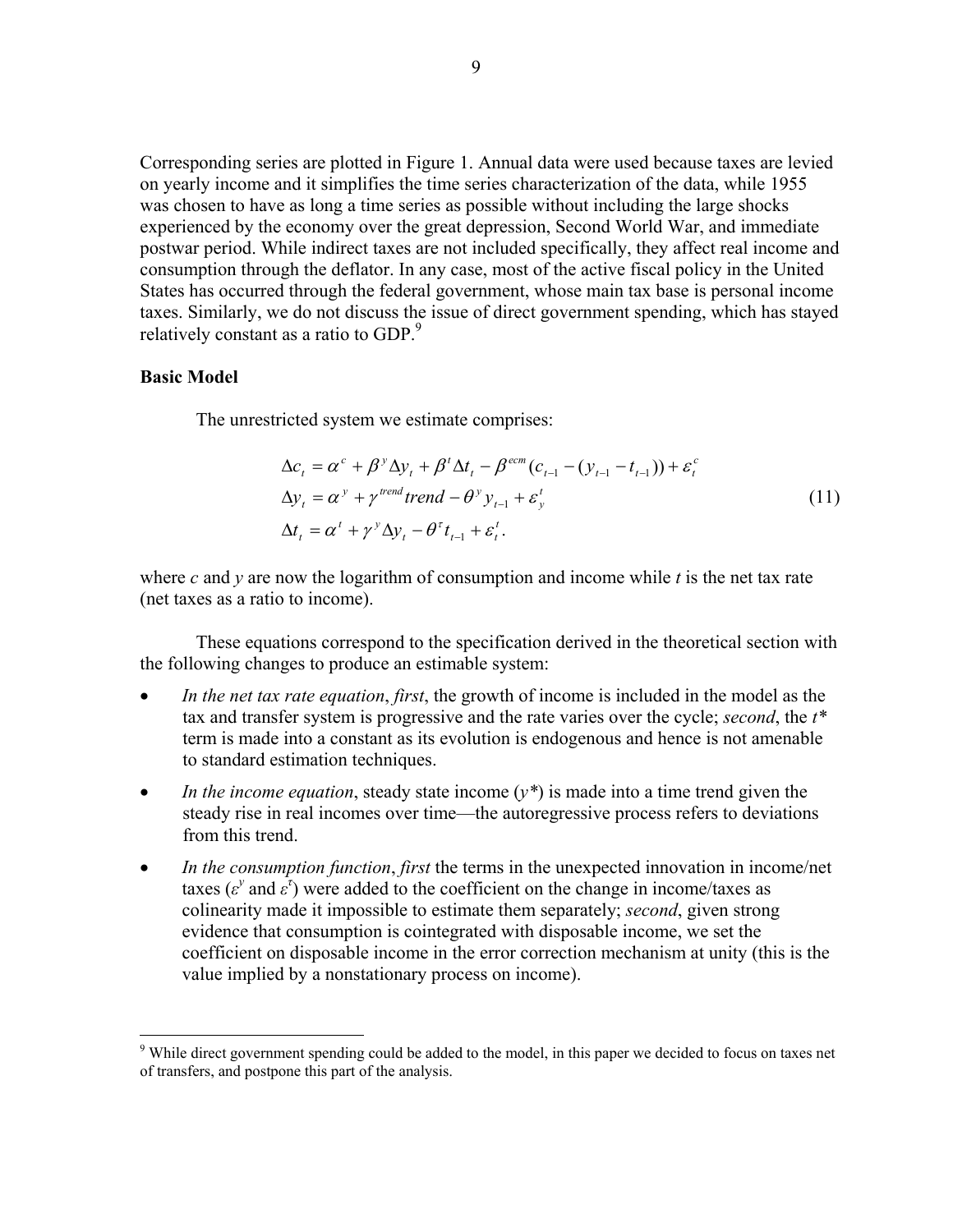Corresponding series are plotted in Figure 1. Annual data were used because taxes are levied on yearly income and it simplifies the time series characterization of the data, while 1955 was chosen to have as long a time series as possible without including the large shocks experienced by the economy over the great depression, Second World War, and immediate postwar period. While indirect taxes are not included specifically, they affect real income and consumption through the deflator. In any case, most of the active fiscal policy in the United States has occurred through the federal government, whose main tax base is personal income taxes. Similarly, we do not discuss the issue of direct government spending, which has stayed relatively constant as a ratio to GDP.[9]

**Basic Model**

The unrestricted system we estimate comprises:

$$
\begin{aligned}
\Delta c_t &= \alpha^c + \beta^y \Delta y_t + \beta^t \Delta t_t - \beta^{ecm}(c_{t-1} - (y_{t-1} - t_{t-1})) + \varepsilon_t^c \\
\Delta y_t &= \alpha^y + \gamma^{trend} trend - \theta^y y_{t-1} + \varepsilon_y^t \\
\Delta t_t &= \alpha^t + \gamma^y \Delta y_t - \theta^\tau t_{t-1} + \varepsilon_t^t .
\end{aligned} \tag{11}
$$

where *c* and *y* are now the logarithm of consumption and income while *t* is the net tax rate (net taxes as a ratio to income).

These equations correspond to the specification derived in the theoretical section with the following changes to produce an estimable system:

- *In the net tax rate equation*, *first*, the growth of income is included in the model as the tax and transfer system is progressive and the rate varies over the cycle; *second*, the $t^*$ term is made into a constant as its evolution is endogenous and hence is not amenable to standard estimation techniques.
- *In the income equation*, steady state income ($y^*$) is made into a time trend given the steady rise in real incomes over time—the autoregressive process refers to deviations from this trend.
- *In the consumption function*, *first* the terms in the unexpected innovation in income/net taxes ($\varepsilon^y$ and $\varepsilon^\tau$) were added to the coefficient on the change in income/taxes as colinearity made it impossible to estimate them separately; *second*, given strong evidence that consumption is cointegrated with disposable income, we set the coefficient on disposable income in the error correction mechanism at unity (this is the value implied by a nonstationary process on income).

[9] While direct government spending could be added to the model, in this paper we decided to focus on taxes net of transfers, and postpone this part of the analysis.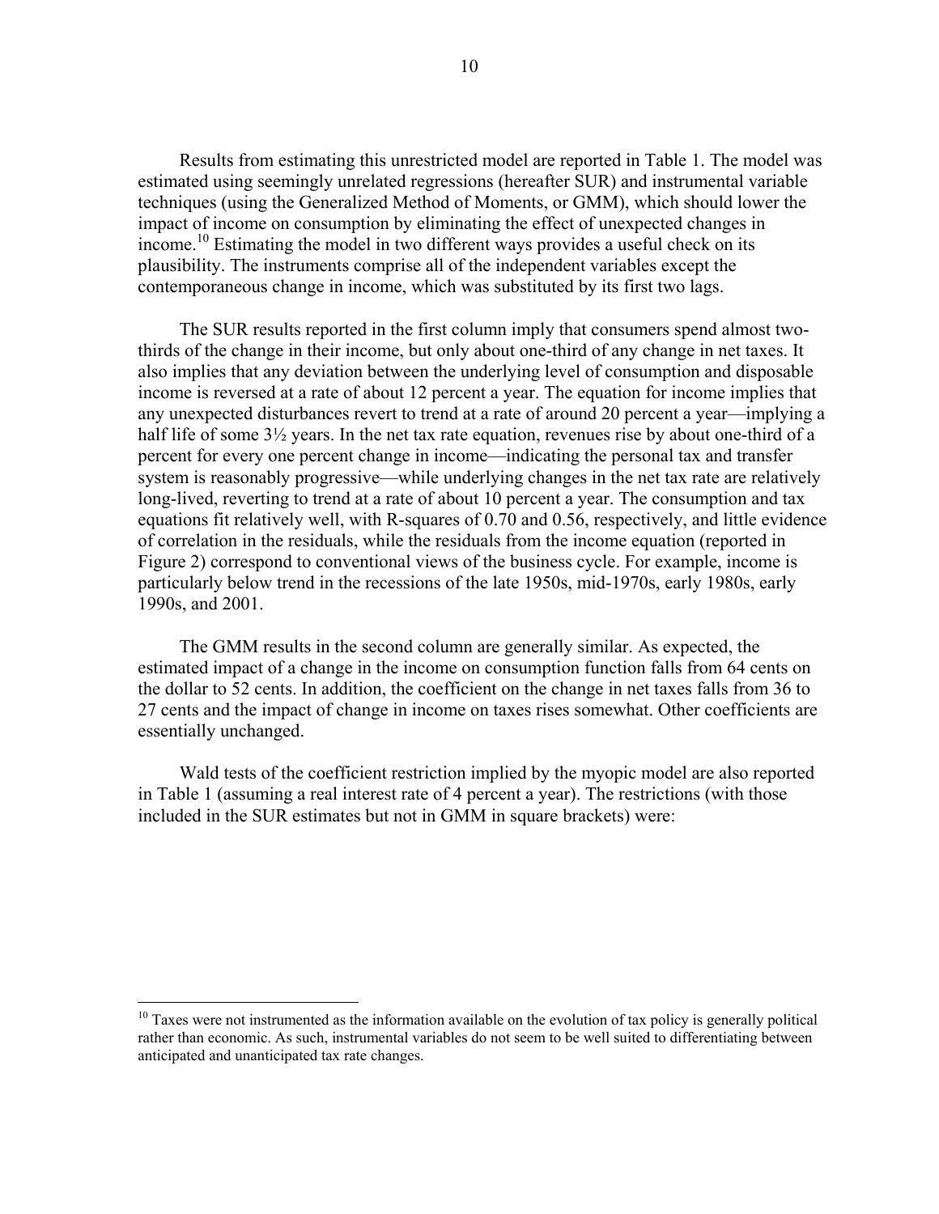Results from estimating this unrestricted model are reported in Table 1. The model was estimated using seemingly unrelated regressions (hereafter SUR) and instrumental variable techniques (using the Generalized Method of Moments, or GMM), which should lower the impact of income on consumption by eliminating the effect of unexpected changes in income.[10] Estimating the model in two different ways provides a useful check on its plausibility. The instruments comprise all of the independent variables except the contemporaneous change in income, which was substituted by its first two lags.

The SUR results reported in the first column imply that consumers spend almost two-thirds of the change in their income, but only about one-third of any change in net taxes. It also implies that any deviation between the underlying level of consumption and disposable income is reversed at a rate of about 12 percent a year. The equation for income implies that any unexpected disturbances revert to trend at a rate of around 20 percent a year—implying a half life of some 3½ years. In the net tax rate equation, revenues rise by about one-third of a percent for every one percent change in income—indicating the personal tax and transfer system is reasonably progressive—while underlying changes in the net tax rate are relatively long-lived, reverting to trend at a rate of about 10 percent a year. The consumption and tax equations fit relatively well, with R-squares of 0.70 and 0.56, respectively, and little evidence of correlation in the residuals, while the residuals from the income equation (reported in Figure 2) correspond to conventional views of the business cycle. For example, income is particularly below trend in the recessions of the late 1950s, mid-1970s, early 1980s, early 1990s, and 2001.

The GMM results in the second column are generally similar. As expected, the estimated impact of a change in the income on consumption function falls from 64 cents on the dollar to 52 cents. In addition, the coefficient on the change in net taxes falls from 36 to 27 cents and the impact of change in income on taxes rises somewhat. Other coefficients are essentially unchanged.

Wald tests of the coefficient restriction implied by the myopic model are also reported in Table 1 (assuming a real interest rate of 4 percent a year). The restrictions (with those included in the SUR estimates but not in GMM in square brackets) were:

[10] Taxes were not instrumented as the information available on the evolution of tax policy is generally political rather than economic. As such, instrumental variables do not seem to be well suited to differentiating between anticipated and unanticipated tax rate changes.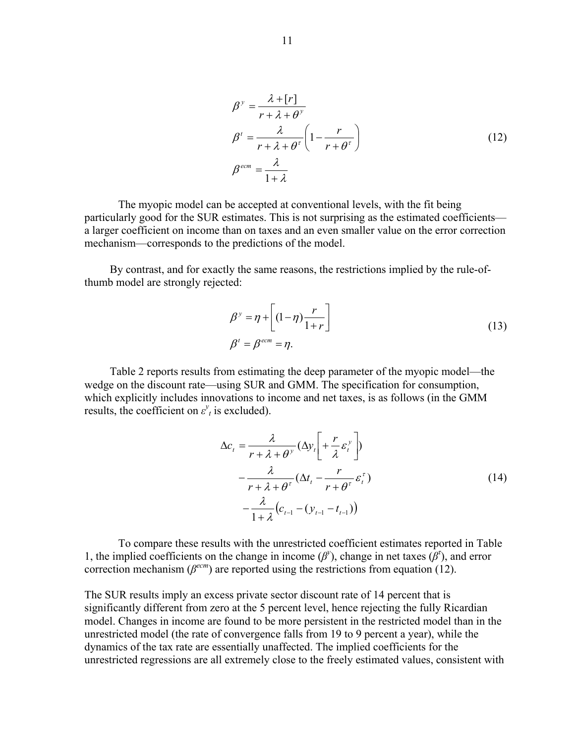$$
\begin{aligned}
\beta^{y} &= \frac{\lambda + [r]}{r + \lambda + \theta^{y}} \\
\beta^{t} &= \frac{\lambda}{r + \lambda + \theta^{\tau}} \left( 1 - \frac{r}{r + \theta^{\tau}} \right) \\
\beta^{ecm} &= \frac{\lambda}{1 + \lambda}
\end{aligned}
\tag{12}
$$

The myopic model can be accepted at conventional levels, with the fit being particularly good for the SUR estimates. This is not surprising as the estimated coefficients—a larger coefficient on income than on taxes and an even smaller value on the error correction mechanism—corresponds to the predictions of the model.

By contrast, and for exactly the same reasons, the restrictions implied by the rule-of-thumb model are strongly rejected:

$$
\begin{aligned}
\beta^{y} &= \eta + \left[ (1 - \eta) \frac{r}{1 + r} \right] \\
\beta^{t} &= \beta^{ecm} = \eta.
\end{aligned}
\tag{13}
$$

Table 2 reports results from estimating the deep parameter of the myopic model—the wedge on the discount rate—using SUR and GMM. The specification for consumption, which explicitly includes innovations to income and net taxes, is as follows (in the GMM results, the coefficient on $\varepsilon^{y}_{t}$ is excluded).

$$
\begin{aligned}
\Delta c_{t} &= \frac{\lambda}{r + \lambda + \theta^{y}} \left( \Delta y_{t} \left[ + \frac{r}{\lambda} \varepsilon^{y}_{t} \right] \right) \\
&\quad - \frac{\lambda}{r + \lambda + \theta^{\tau}} \left( \Delta t_{t} - \frac{r}{r + \theta^{\tau}} \varepsilon^{\tau}_{t} \right) \\
&\quad - \frac{\lambda}{1 + \lambda} \left( c_{t-1} - (y_{t-1} - t_{t-1}) \right)
\end{aligned}
\tag{14}
$$

To compare these results with the unrestricted coefficient estimates reported in Table 1, the implied coefficients on the change in income ($\beta^{y}$), change in net taxes ($\beta^{\tau}$), and error correction mechanism ($\beta^{ecm}$) are reported using the restrictions from equation (12).

The SUR results imply an excess private sector discount rate of 14 percent that is significantly different from zero at the 5 percent level, hence rejecting the fully Ricardian model. Changes in income are found to be more persistent in the restricted model than in the unrestricted model (the rate of convergence falls from 19 to 9 percent a year), while the dynamics of the tax rate are essentially unaffected. The implied coefficients for the unrestricted regressions are all extremely close to the freely estimated values, consistent with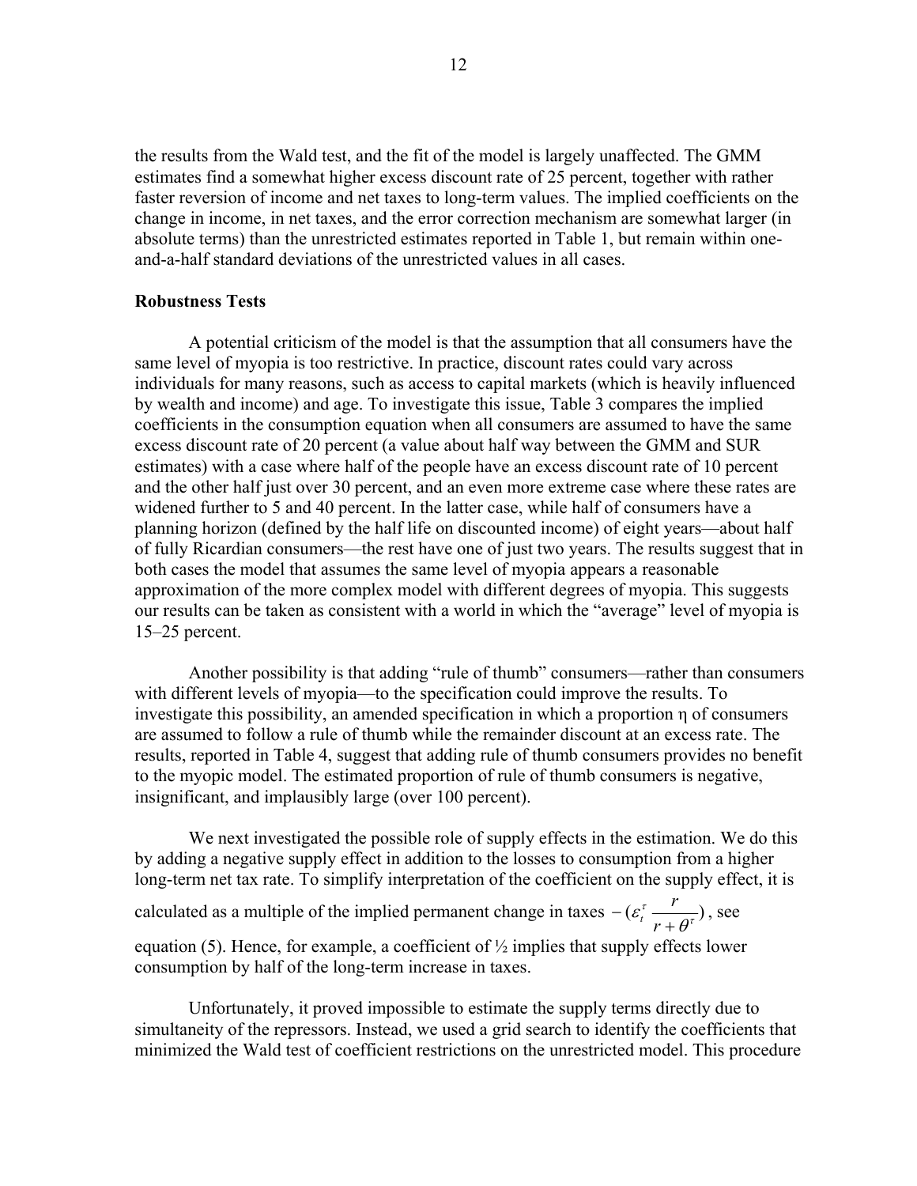the results from the Wald test, and the fit of the model is largely unaffected. The GMM estimates find a somewhat higher excess discount rate of 25 percent, together with rather faster reversion of income and net taxes to long-term values. The implied coefficients on the change in income, in net taxes, and the error correction mechanism are somewhat larger (in absolute terms) than the unrestricted estimates reported in Table 1, but remain within one-and-a-half standard deviations of the unrestricted values in all cases.

**Robustness Tests**

A potential criticism of the model is that the assumption that all consumers have the same level of myopia is too restrictive. In practice, discount rates could vary across individuals for many reasons, such as access to capital markets (which is heavily influenced by wealth and income) and age. To investigate this issue, Table 3 compares the implied coefficients in the consumption equation when all consumers are assumed to have the same excess discount rate of 20 percent (a value about half way between the GMM and SUR estimates) with a case where half of the people have an excess discount rate of 10 percent and the other half just over 30 percent, and an even more extreme case where these rates are widened further to 5 and 40 percent. In the latter case, while half of consumers have a planning horizon (defined by the half life on discounted income) of eight years—about half of fully Ricardian consumers—the rest have one of just two years. The results suggest that in both cases the model that assumes the same level of myopia appears a reasonable approximation of the more complex model with different degrees of myopia. This suggests our results can be taken as consistent with a world in which the "average" level of myopia is 15–25 percent.

Another possibility is that adding "rule of thumb" consumers—rather than consumers with different levels of myopia—to the specification could improve the results. To investigate this possibility, an amended specification in which a proportion η of consumers are assumed to follow a rule of thumb while the remainder discount at an excess rate. The results, reported in Table 4, suggest that adding rule of thumb consumers provides no benefit to the myopic model. The estimated proportion of rule of thumb consumers is negative, insignificant, and implausibly large (over 100 percent).

We next investigated the possible role of supply effects in the estimation. We do this by adding a negative supply effect in addition to the losses to consumption from a higher long-term net tax rate. To simplify interpretation of the coefficient on the supply effect, it is calculated as a multiple of the implied permanent change in taxes $-(\varepsilon_t^{\tau} \frac{r}{r+\theta^{\tau}})$, see equation (5). Hence, for example, a coefficient of ½ implies that supply effects lower consumption by half of the long-term increase in taxes.

Unfortunately, it proved impossible to estimate the supply terms directly due to simultaneity of the repressors. Instead, we used a grid search to identify the coefficients that minimized the Wald test of coefficient restrictions on the unrestricted model. This procedure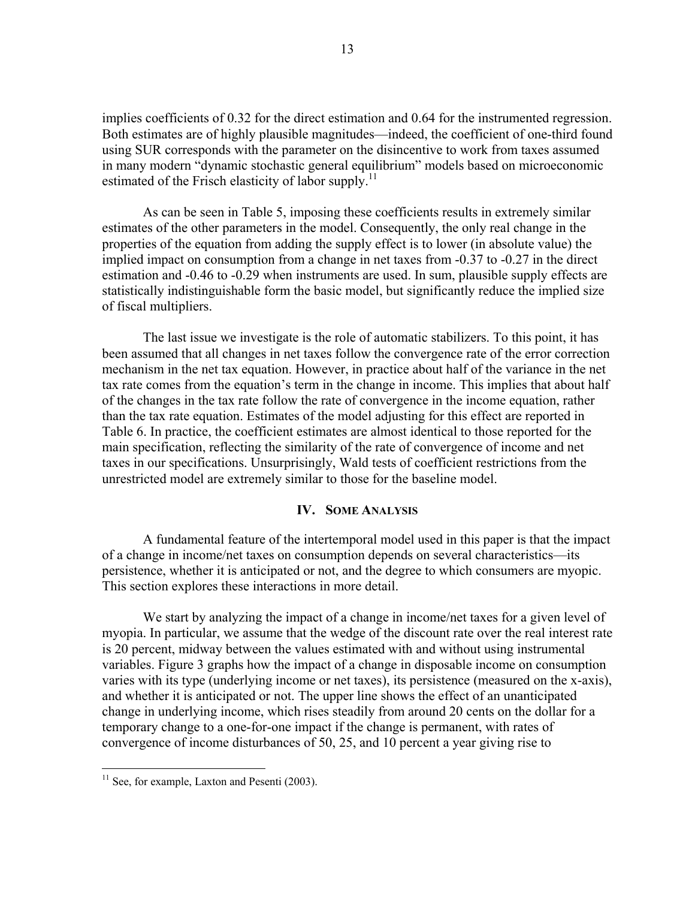implies coefficients of 0.32 for the direct estimation and 0.64 for the instrumented regression. Both estimates are of highly plausible magnitudes—indeed, the coefficient of one-third found using SUR corresponds with the parameter on the disincentive to work from taxes assumed in many modern "dynamic stochastic general equilibrium" models based on microeconomic estimated of the Frisch elasticity of labor supply.[11]

As can be seen in Table 5, imposing these coefficients results in extremely similar estimates of the other parameters in the model. Consequently, the only real change in the properties of the equation from adding the supply effect is to lower (in absolute value) the implied impact on consumption from a change in net taxes from -0.37 to -0.27 in the direct estimation and -0.46 to -0.29 when instruments are used. In sum, plausible supply effects are statistically indistinguishable form the basic model, but significantly reduce the implied size of fiscal multipliers.

The last issue we investigate is the role of automatic stabilizers. To this point, it has been assumed that all changes in net taxes follow the convergence rate of the error correction mechanism in the net tax equation. However, in practice about half of the variance in the net tax rate comes from the equation's term in the change in income. This implies that about half of the changes in the tax rate follow the rate of convergence in the income equation, rather than the tax rate equation. Estimates of the model adjusting for this effect are reported in Table 6. In practice, the coefficient estimates are almost identical to those reported for the main specification, reflecting the similarity of the rate of convergence of income and net taxes in our specifications. Unsurprisingly, Wald tests of coefficient restrictions from the unrestricted model are extremely similar to those for the baseline model.

## IV. Some Analysis

A fundamental feature of the intertemporal model used in this paper is that the impact of a change in income/net taxes on consumption depends on several characteristics—its persistence, whether it is anticipated or not, and the degree to which consumers are myopic. This section explores these interactions in more detail.

We start by analyzing the impact of a change in income/net taxes for a given level of myopia. In particular, we assume that the wedge of the discount rate over the real interest rate is 20 percent, midway between the values estimated with and without using instrumental variables. Figure 3 graphs how the impact of a change in disposable income on consumption varies with its type (underlying income or net taxes), its persistence (measured on the x-axis), and whether it is anticipated or not. The upper line shows the effect of an unanticipated change in underlying income, which rises steadily from around 20 cents on the dollar for a temporary change to a one-for-one impact if the change is permanent, with rates of convergence of income disturbances of 50, 25, and 10 percent a year giving rise to

[11] See, for example, Laxton and Pesenti (2003).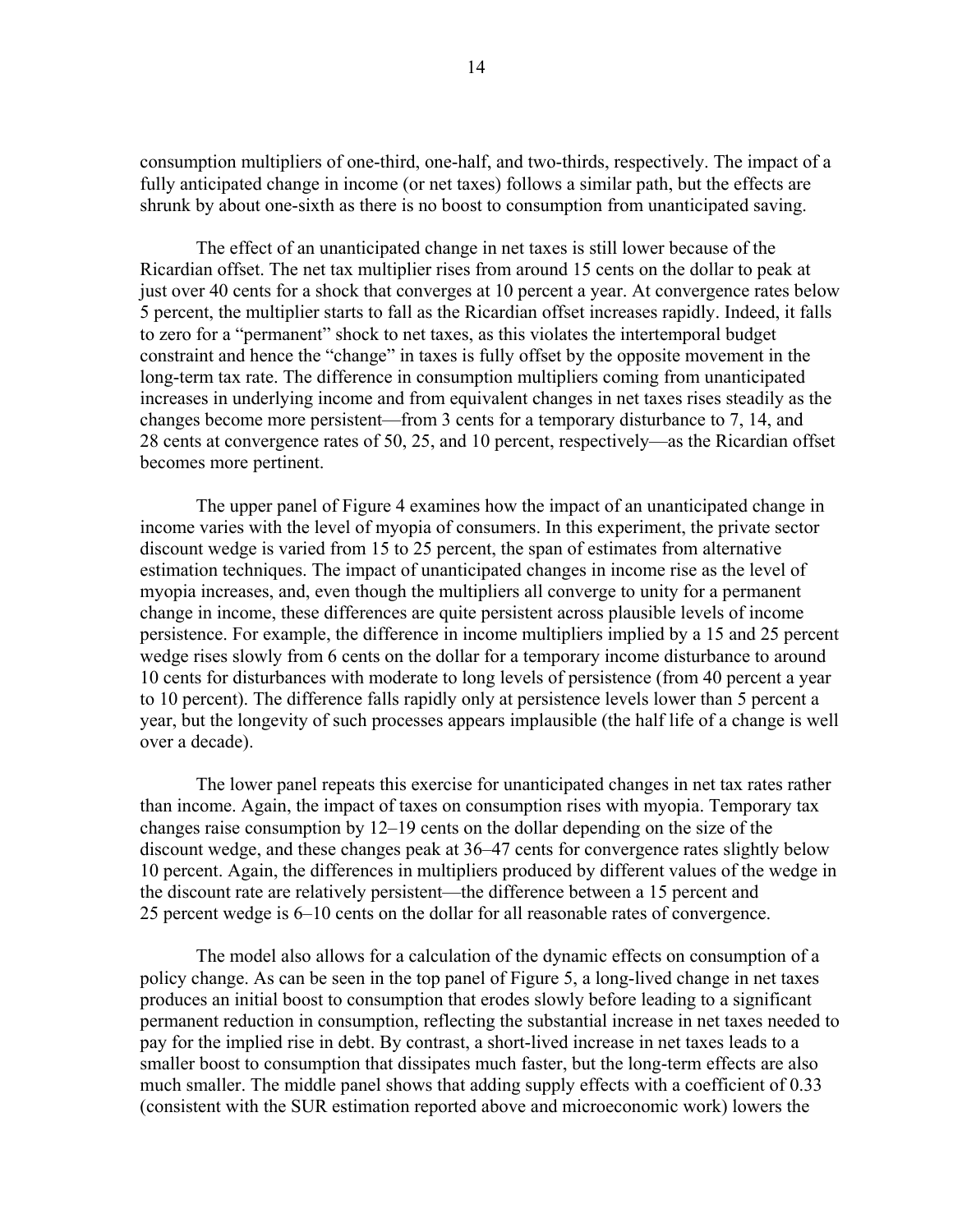consumption multipliers of one-third, one-half, and two-thirds, respectively. The impact of a fully anticipated change in income (or net taxes) follows a similar path, but the effects are shrunk by about one-sixth as there is no boost to consumption from unanticipated saving.

The effect of an unanticipated change in net taxes is still lower because of the Ricardian offset. The net tax multiplier rises from around 15 cents on the dollar to peak at just over 40 cents for a shock that converges at 10 percent a year. At convergence rates below 5 percent, the multiplier starts to fall as the Ricardian offset increases rapidly. Indeed, it falls to zero for a "permanent" shock to net taxes, as this violates the intertemporal budget constraint and hence the "change" in taxes is fully offset by the opposite movement in the long-term tax rate. The difference in consumption multipliers coming from unanticipated increases in underlying income and from equivalent changes in net taxes rises steadily as the changes become more persistent—from 3 cents for a temporary disturbance to 7, 14, and 28 cents at convergence rates of 50, 25, and 10 percent, respectively—as the Ricardian offset becomes more pertinent.

The upper panel of Figure 4 examines how the impact of an unanticipated change in income varies with the level of myopia of consumers. In this experiment, the private sector discount wedge is varied from 15 to 25 percent, the span of estimates from alternative estimation techniques. The impact of unanticipated changes in income rise as the level of myopia increases, and, even though the multipliers all converge to unity for a permanent change in income, these differences are quite persistent across plausible levels of income persistence. For example, the difference in income multipliers implied by a 15 and 25 percent wedge rises slowly from 6 cents on the dollar for a temporary income disturbance to around 10 cents for disturbances with moderate to long levels of persistence (from 40 percent a year to 10 percent). The difference falls rapidly only at persistence levels lower than 5 percent a year, but the longevity of such processes appears implausible (the half life of a change is well over a decade).

The lower panel repeats this exercise for unanticipated changes in net tax rates rather than income. Again, the impact of taxes on consumption rises with myopia. Temporary tax changes raise consumption by 12–19 cents on the dollar depending on the size of the discount wedge, and these changes peak at 36–47 cents for convergence rates slightly below 10 percent. Again, the differences in multipliers produced by different values of the wedge in the discount rate are relatively persistent—the difference between a 15 percent and 25 percent wedge is 6–10 cents on the dollar for all reasonable rates of convergence.

The model also allows for a calculation of the dynamic effects on consumption of a policy change. As can be seen in the top panel of Figure 5, a long-lived change in net taxes produces an initial boost to consumption that erodes slowly before leading to a significant permanent reduction in consumption, reflecting the substantial increase in net taxes needed to pay for the implied rise in debt. By contrast, a short-lived increase in net taxes leads to a smaller boost to consumption that dissipates much faster, but the long-term effects are also much smaller. The middle panel shows that adding supply effects with a coefficient of 0.33 (consistent with the SUR estimation reported above and microeconomic work) lowers the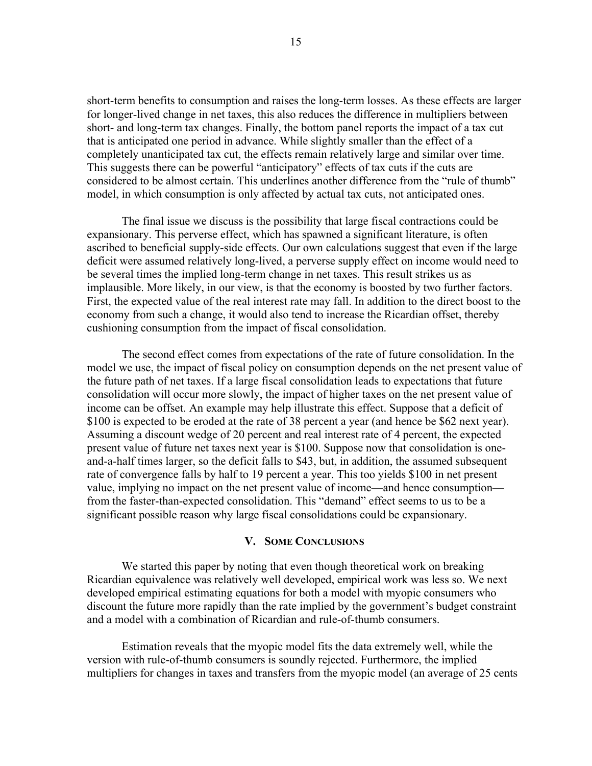short-term benefits to consumption and raises the long-term losses. As these effects are larger for longer-lived change in net taxes, this also reduces the difference in multipliers between short- and long-term tax changes. Finally, the bottom panel reports the impact of a tax cut that is anticipated one period in advance. While slightly smaller than the effect of a completely unanticipated tax cut, the effects remain relatively large and similar over time. This suggests there can be powerful "anticipatory" effects of tax cuts if the cuts are considered to be almost certain. This underlines another difference from the "rule of thumb" model, in which consumption is only affected by actual tax cuts, not anticipated ones.

The final issue we discuss is the possibility that large fiscal contractions could be expansionary. This perverse effect, which has spawned a significant literature, is often ascribed to beneficial supply-side effects. Our own calculations suggest that even if the large deficit were assumed relatively long-lived, a perverse supply effect on income would need to be several times the implied long-term change in net taxes. This result strikes us as implausible. More likely, in our view, is that the economy is boosted by two further factors. First, the expected value of the real interest rate may fall. In addition to the direct boost to the economy from such a change, it would also tend to increase the Ricardian offset, thereby cushioning consumption from the impact of fiscal consolidation.

The second effect comes from expectations of the rate of future consolidation. In the model we use, the impact of fiscal policy on consumption depends on the net present value of the future path of net taxes. If a large fiscal consolidation leads to expectations that future consolidation will occur more slowly, the impact of higher taxes on the net present value of income can be offset. An example may help illustrate this effect. Suppose that a deficit of \$100 is expected to be eroded at the rate of 38 percent a year (and hence be \$62 next year). Assuming a discount wedge of 20 percent and real interest rate of 4 percent, the expected present value of future net taxes next year is \$100. Suppose now that consolidation is one-and-a-half times larger, so the deficit falls to \$43, but, in addition, the assumed subsequent rate of convergence falls by half to 19 percent a year. This too yields \$100 in net present value, implying no impact on the net present value of income—and hence consumption—from the faster-than-expected consolidation. This "demand" effect seems to us to be a significant possible reason why large fiscal consolidations could be expansionary.

## V. Some Conclusions

We started this paper by noting that even though theoretical work on breaking Ricardian equivalence was relatively well developed, empirical work was less so. We next developed empirical estimating equations for both a model with myopic consumers who discount the future more rapidly than the rate implied by the government's budget constraint and a model with a combination of Ricardian and rule-of-thumb consumers.

Estimation reveals that the myopic model fits the data extremely well, while the version with rule-of-thumb consumers is soundly rejected. Furthermore, the implied multipliers for changes in taxes and transfers from the myopic model (an average of 25 cents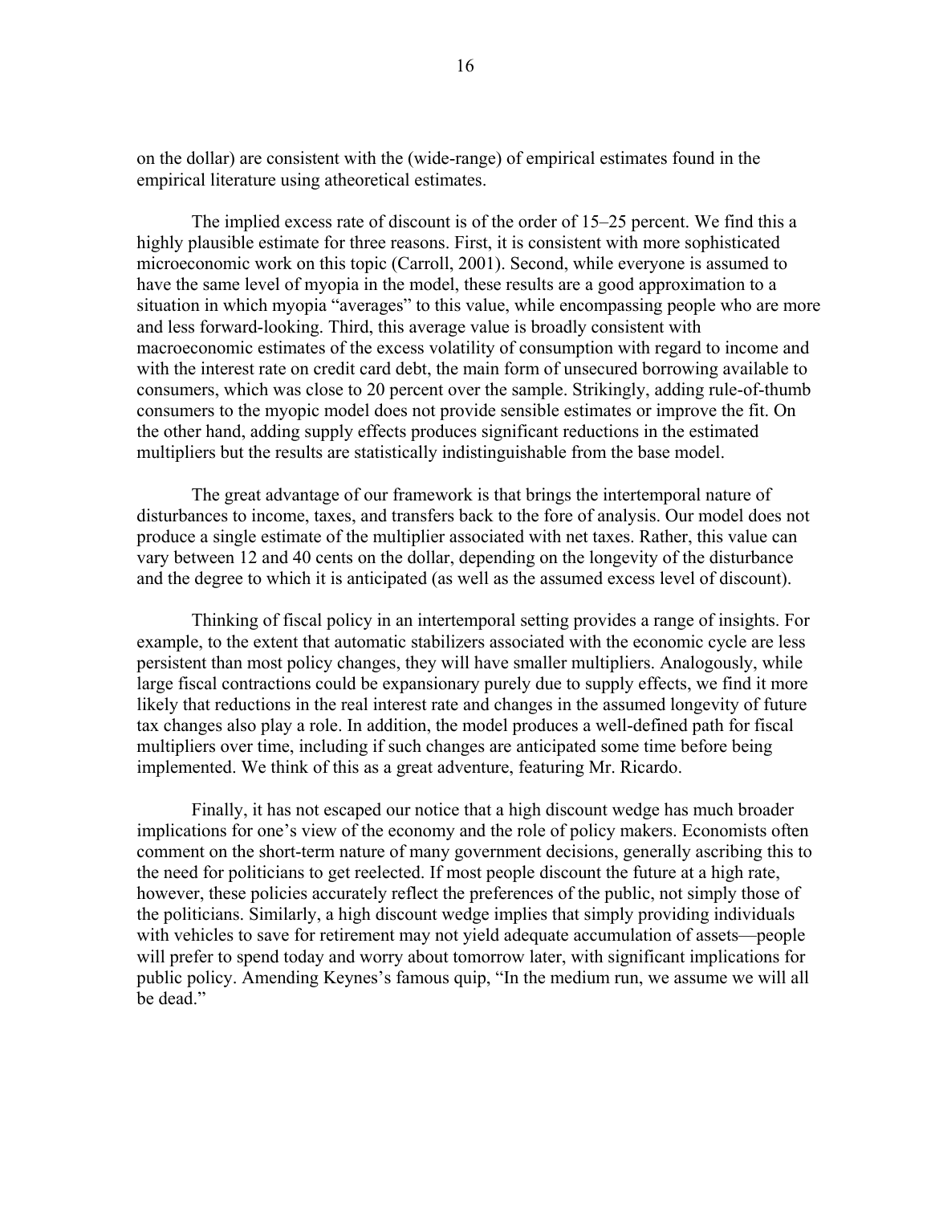on the dollar) are consistent with the (wide-range) of empirical estimates found in the empirical literature using atheoretical estimates.

The implied excess rate of discount is of the order of 15–25 percent. We find this a highly plausible estimate for three reasons. First, it is consistent with more sophisticated microeconomic work on this topic (Carroll, 2001). Second, while everyone is assumed to have the same level of myopia in the model, these results are a good approximation to a situation in which myopia "averages" to this value, while encompassing people who are more and less forward-looking. Third, this average value is broadly consistent with macroeconomic estimates of the excess volatility of consumption with regard to income and with the interest rate on credit card debt, the main form of unsecured borrowing available to consumers, which was close to 20 percent over the sample. Strikingly, adding rule-of-thumb consumers to the myopic model does not provide sensible estimates or improve the fit. On the other hand, adding supply effects produces significant reductions in the estimated multipliers but the results are statistically indistinguishable from the base model.

The great advantage of our framework is that brings the intertemporal nature of disturbances to income, taxes, and transfers back to the fore of analysis. Our model does not produce a single estimate of the multiplier associated with net taxes. Rather, this value can vary between 12 and 40 cents on the dollar, depending on the longevity of the disturbance and the degree to which it is anticipated (as well as the assumed excess level of discount).

Thinking of fiscal policy in an intertemporal setting provides a range of insights. For example, to the extent that automatic stabilizers associated with the economic cycle are less persistent than most policy changes, they will have smaller multipliers. Analogously, while large fiscal contractions could be expansionary purely due to supply effects, we find it more likely that reductions in the real interest rate and changes in the assumed longevity of future tax changes also play a role. In addition, the model produces a well-defined path for fiscal multipliers over time, including if such changes are anticipated some time before being implemented. We think of this as a great adventure, featuring Mr. Ricardo.

Finally, it has not escaped our notice that a high discount wedge has much broader implications for one's view of the economy and the role of policy makers. Economists often comment on the short-term nature of many government decisions, generally ascribing this to the need for politicians to get reelected. If most people discount the future at a high rate, however, these policies accurately reflect the preferences of the public, not simply those of the politicians. Similarly, a high discount wedge implies that simply providing individuals with vehicles to save for retirement may not yield adequate accumulation of assets—people will prefer to spend today and worry about tomorrow later, with significant implications for public policy. Amending Keynes's famous quip, "In the medium run, we assume we will all be dead."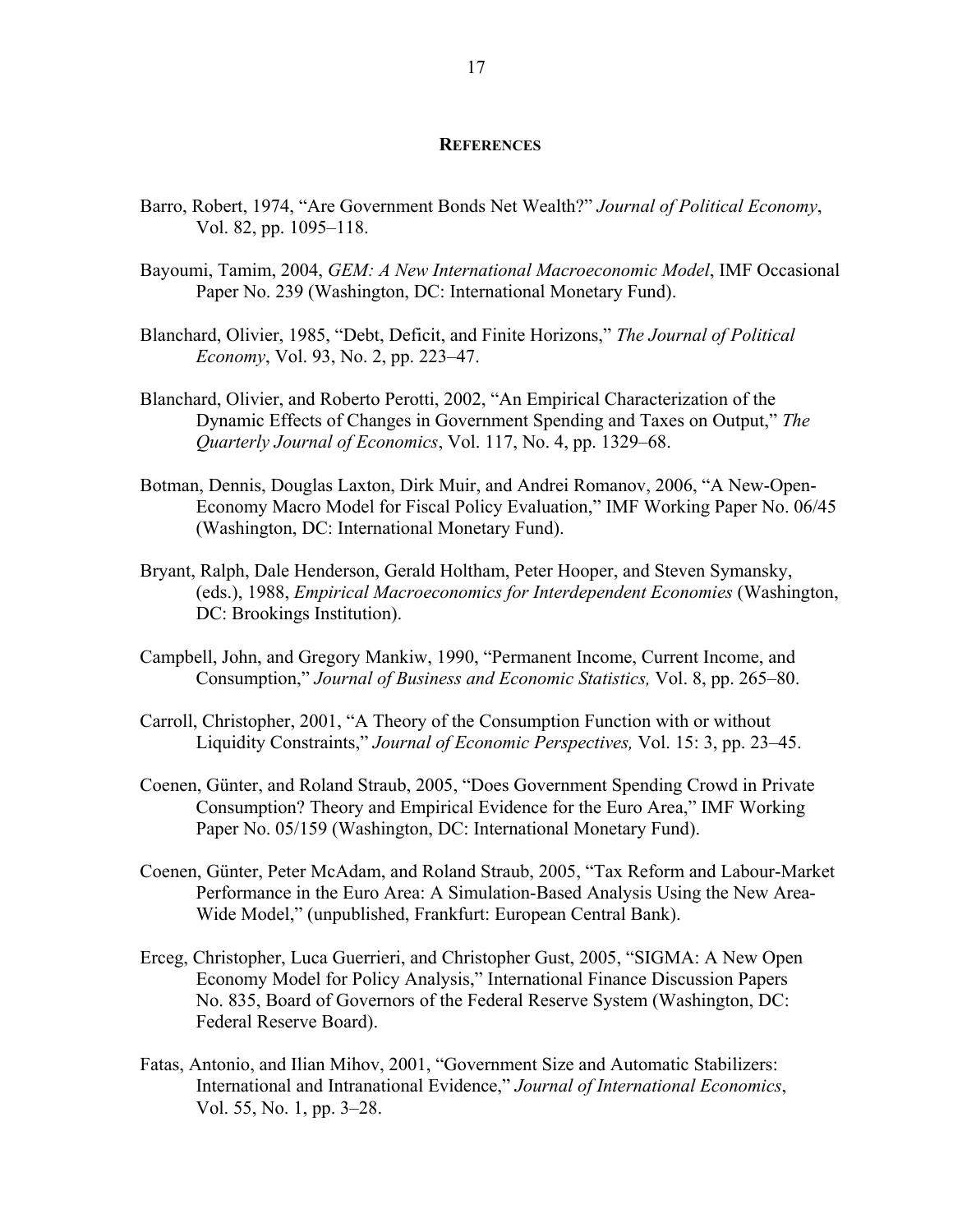## **REFERENCES**

Barro, Robert, 1974, "Are Government Bonds Net Wealth?" *Journal of Political Economy*, Vol. 82, pp. 1095–118.

Bayoumi, Tamim, 2004, *GEM: A New International Macroeconomic Model*, IMF Occasional Paper No. 239 (Washington, DC: International Monetary Fund).

Blanchard, Olivier, 1985, "Debt, Deficit, and Finite Horizons," *The Journal of Political Economy*, Vol. 93, No. 2, pp. 223–47.

Blanchard, Olivier, and Roberto Perotti, 2002, "An Empirical Characterization of the Dynamic Effects of Changes in Government Spending and Taxes on Output," *The Quarterly Journal of Economics*, Vol. 117, No. 4, pp. 1329–68.

Botman, Dennis, Douglas Laxton, Dirk Muir, and Andrei Romanov, 2006, "A New-Open-Economy Macro Model for Fiscal Policy Evaluation," IMF Working Paper No. 06/45 (Washington, DC: International Monetary Fund).

Bryant, Ralph, Dale Henderson, Gerald Holtham, Peter Hooper, and Steven Symansky, (eds.), 1988, *Empirical Macroeconomics for Interdependent Economies* (Washington, DC: Brookings Institution).

Campbell, John, and Gregory Mankiw, 1990, "Permanent Income, Current Income, and Consumption," *Journal of Business and Economic Statistics,* Vol. 8, pp. 265–80.

Carroll, Christopher, 2001, "A Theory of the Consumption Function with or without Liquidity Constraints," *Journal of Economic Perspectives,* Vol. 15: 3, pp. 23–45.

Coenen, Günter, and Roland Straub, 2005, "Does Government Spending Crowd in Private Consumption? Theory and Empirical Evidence for the Euro Area," IMF Working Paper No. 05/159 (Washington, DC: International Monetary Fund).

Coenen, Günter, Peter McAdam, and Roland Straub, 2005, "Tax Reform and Labour-Market Performance in the Euro Area: A Simulation-Based Analysis Using the New Area-Wide Model," (unpublished, Frankfurt: European Central Bank).

Erceg, Christopher, Luca Guerrieri, and Christopher Gust, 2005, "SIGMA: A New Open Economy Model for Policy Analysis," International Finance Discussion Papers No. 835, Board of Governors of the Federal Reserve System (Washington, DC: Federal Reserve Board).

Fatas, Antonio, and Ilian Mihov, 2001, "Government Size and Automatic Stabilizers: International and Intranational Evidence," *Journal of International Economics*, Vol. 55, No. 1, pp. 3–28.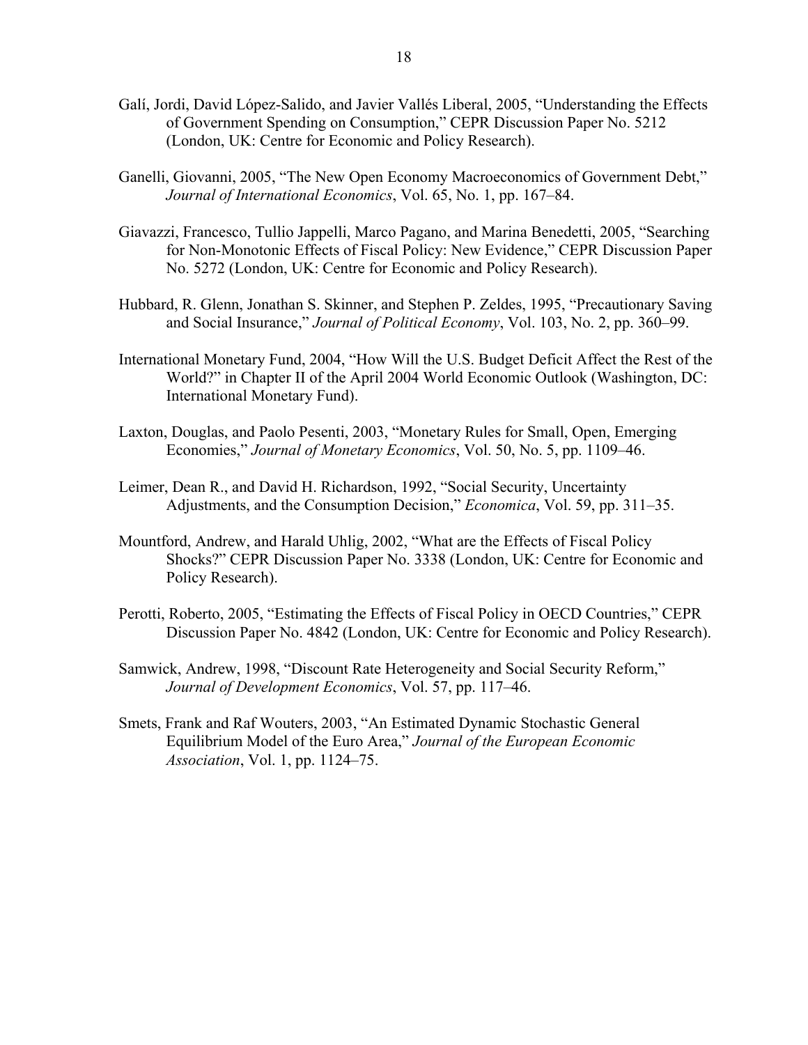Galí, Jordi, David López-Salido, and Javier Vallés Liberal, 2005, "Understanding the Effects of Government Spending on Consumption," CEPR Discussion Paper No. 5212 (London, UK: Centre for Economic and Policy Research).

Ganelli, Giovanni, 2005, "The New Open Economy Macroeconomics of Government Debt," *Journal of International Economics*, Vol. 65, No. 1, pp. 167–84.

Giavazzi, Francesco, Tullio Jappelli, Marco Pagano, and Marina Benedetti, 2005, "Searching for Non-Monotonic Effects of Fiscal Policy: New Evidence," CEPR Discussion Paper No. 5272 (London, UK: Centre for Economic and Policy Research).

Hubbard, R. Glenn, Jonathan S. Skinner, and Stephen P. Zeldes, 1995, "Precautionary Saving and Social Insurance," *Journal of Political Economy*, Vol. 103, No. 2, pp. 360–99.

International Monetary Fund, 2004, "How Will the U.S. Budget Deficit Affect the Rest of the World?" in Chapter II of the April 2004 World Economic Outlook (Washington, DC: International Monetary Fund).

Laxton, Douglas, and Paolo Pesenti, 2003, "Monetary Rules for Small, Open, Emerging Economies," *Journal of Monetary Economics*, Vol. 50, No. 5, pp. 1109–46.

Leimer, Dean R., and David H. Richardson, 1992, "Social Security, Uncertainty Adjustments, and the Consumption Decision," *Economica*, Vol. 59, pp. 311–35.

Mountford, Andrew, and Harald Uhlig, 2002, "What are the Effects of Fiscal Policy Shocks?" CEPR Discussion Paper No. 3338 (London, UK: Centre for Economic and Policy Research).

Perotti, Roberto, 2005, "Estimating the Effects of Fiscal Policy in OECD Countries," CEPR Discussion Paper No. 4842 (London, UK: Centre for Economic and Policy Research).

Samwick, Andrew, 1998, "Discount Rate Heterogeneity and Social Security Reform," *Journal of Development Economics*, Vol. 57, pp. 117–46.

Smets, Frank and Raf Wouters, 2003, "An Estimated Dynamic Stochastic General Equilibrium Model of the Euro Area," *Journal of the European Economic Association*, Vol. 1, pp. 1124–75.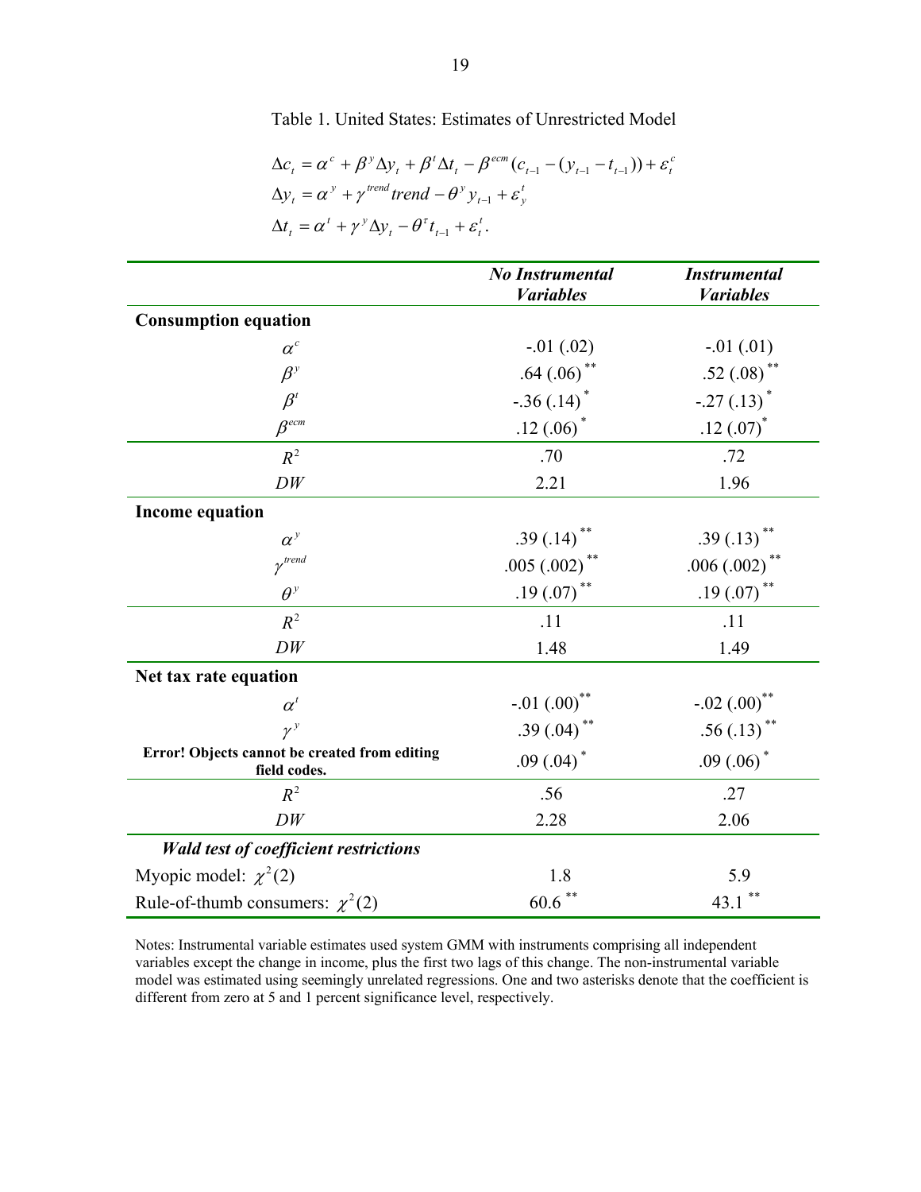Table 1. United States: Estimates of Unrestricted Model

$$\Delta c_t = \alpha^c + \beta^y \Delta y_t + \beta^t \Delta t_t - \beta^{ecm}(c_{t-1} - (y_{t-1} - t_{t-1})) + \varepsilon_t^c$$
$$\Delta y_t = \alpha^y + \gamma^{trend} trend - \theta^y y_{t-1} + \varepsilon_y^t$$
$$\Delta t_t = \alpha^t + \gamma^y \Delta y_t - \theta^\tau t_{t-1} + \varepsilon_t^t.$$

| | ***No Instrumental Variables*** | ***Instrumental Variables*** |
|---|---|---|
| **Consumption equation** | | |
| $\alpha^c$ | -.01 (.02) | -.01 (.01) |
| $\beta^y$ | .64 (.06) ** | .52 (.08) ** |
| $\beta^t$ | -.36 (.14) * | -.27 (.13) * |
| $\beta^{ecm}$ | .12 (.06) * | .12 (.07) * |
| $R^2$ | .70 | .72 |
| $DW$ | 2.21 | 1.96 |
| **Income equation** | | |
| $\alpha^y$ | .39 (.14) ** | .39 (.13) ** |
| $\gamma^{trend}$ | .005 (.002) ** | .006 (.002) ** |
| $\theta^y$ | .19 (.07) ** | .19 (.07) ** |
| $R^2$ | .11 | .11 |
| $DW$ | 1.48 | 1.49 |
| **Net tax rate equation** | | |
| $\alpha^t$ | -.01 (.00) ** | -.02 (.00) ** |
| $\gamma^y$ | .39 (.04) ** | .56 (.13) ** |
| **Error! Objects cannot be created from editing field codes.** | .09 (.04) * | .09 (.06) * |
| $R^2$ | .56 | .27 |
| $DW$ | 2.28 | 2.06 |
| ***Wald test of coefficient restrictions*** | | |
| Myopic model: $\chi^2(2)$ | 1.8 | 5.9 |
| Rule-of-thumb consumers: $\chi^2(2)$ | 60.6 ** | 43.1 ** |

Notes: Instrumental variable estimates used system GMM with instruments comprising all independent variables except the change in income, plus the first two lags of this change. The non-instrumental variable model was estimated using seemingly unrelated regressions. One and two asterisks denote that the coefficient is different from zero at 5 and 1 percent significance level, respectively.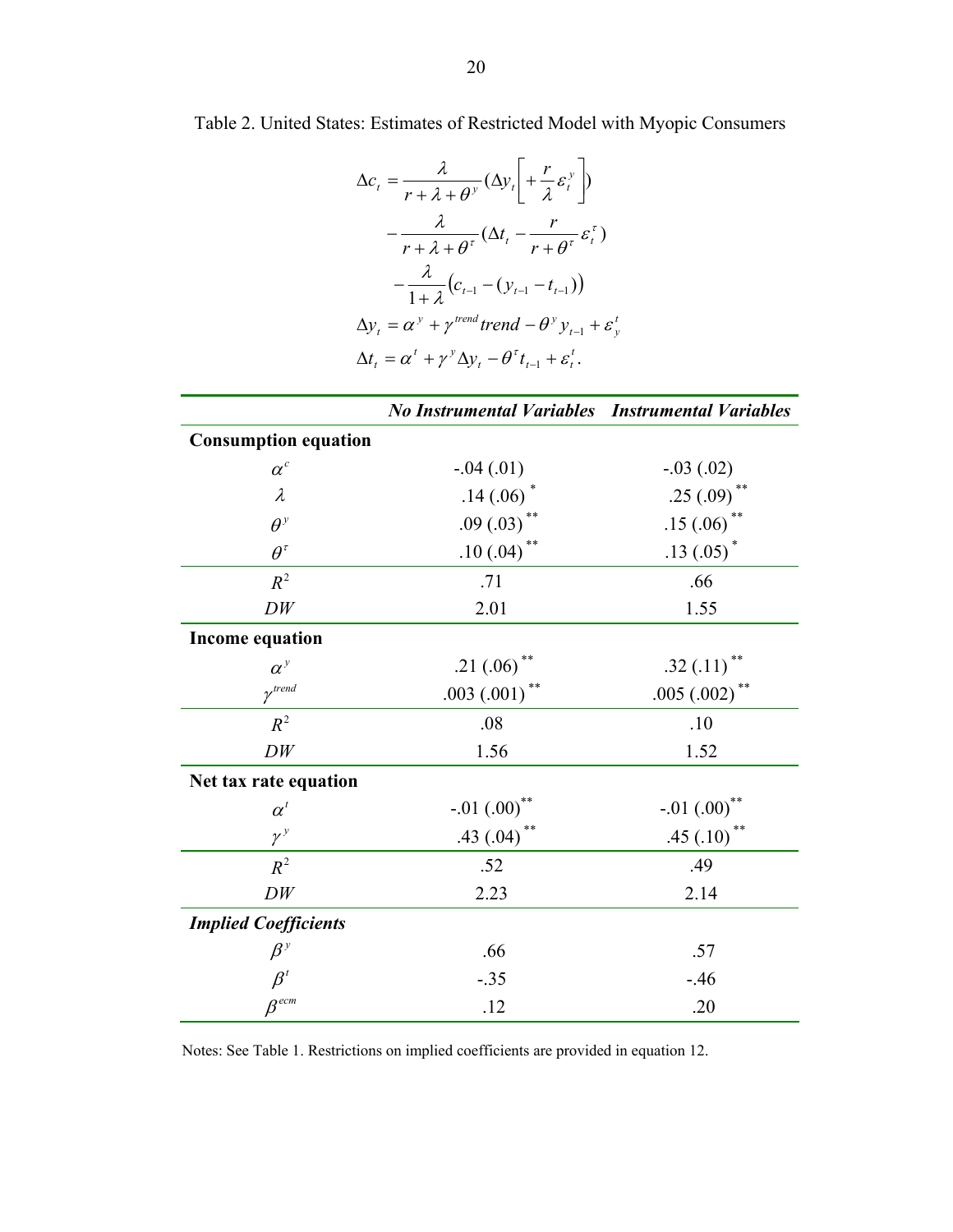Table 2. United States: Estimates of Restricted Model with Myopic Consumers

$$
\begin{aligned}
\Delta c_t &= \frac{\lambda}{r+\lambda+\theta^y}(\Delta y_t \left[ + \frac{r}{\lambda}\varepsilon_t^y \right]) \\
&\quad - \frac{\lambda}{r+\lambda+\theta^\tau}(\Delta t_t - \frac{r}{r+\theta^\tau}\varepsilon_t^\tau) \\
&\quad - \frac{\lambda}{1+\lambda}\left(c_{t-1} - (y_{t-1} - t_{t-1})\right) \\
\Delta y_t &= \alpha^y + \gamma^{trend} trend - \theta^y y_{t-1} + \varepsilon_y^t \\
\Delta t_t &= \alpha^t + \gamma^y \Delta y_t - \theta^\tau t_{t-1} + \varepsilon_t^t.
\end{aligned}
$$

| | ***No Instrumental Variables*** | ***Instrumental Variables*** |
|---|---|---|
| **Consumption equation** | | |
| $\alpha^c$ | -.04 (.01) | -.03 (.02) |
| $\lambda$ | .14 (.06) * | .25 (.09) ** |
| $\theta^y$ | .09 (.03) ** | .15 (.06) ** |
| $\theta^\tau$ | .10 (.04) ** | .13 (.05) * |
| $R^2$ | .71 | .66 |
| $DW$ | 2.01 | 1.55 |
| **Income equation** | | |
| $\alpha^y$ | .21 (.06) ** | .32 (.11) ** |
| $\gamma^{trend}$ | .003 (.001) ** | .005 (.002) ** |
| $R^2$ | .08 | .10 |
| $DW$ | 1.56 | 1.52 |
| **Net tax rate equation** | | |
| $\alpha^t$ | -.01 (.00)** | -.01 (.00)** |
| $\gamma^y$ | .43 (.04) ** | .45 (.10) ** |
| $R^2$ | .52 | .49 |
| $DW$ | 2.23 | 2.14 |
| ***Implied Coefficients*** | | |
| $\beta^y$ | .66 | .57 |
| $\beta^t$ | -.35 | -.46 |
| $\beta^{ecm}$ | .12 | .20 |

Notes: See Table 1. Restrictions on implied coefficients are provided in equation 12.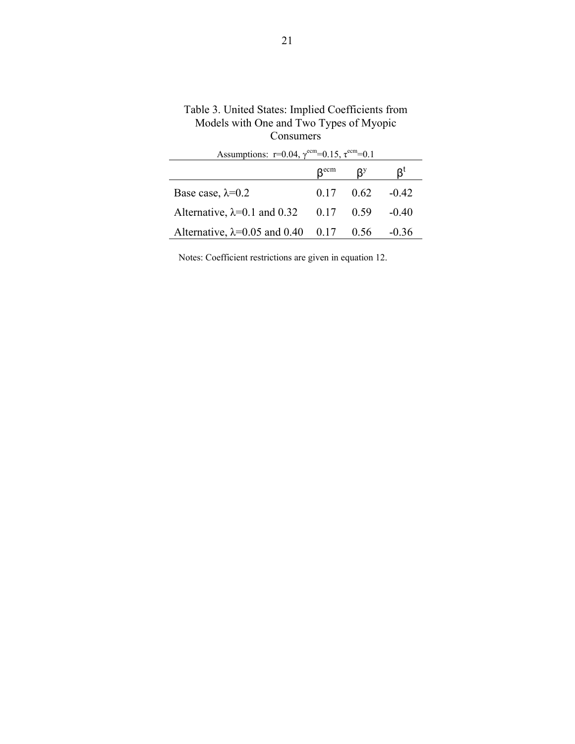Table 3. United States: Implied Coefficients from Models with One and Two Types of Myopic Consumers

Assumptions: $r=0.04$, $\gamma^{ecm}=0.15$, $\tau^{ecm}=0.1$

| | $\beta^{ecm}$ | $\beta^{y}$ | $\beta^{t}$ |
|---|---|---|---|
| Base case, $\lambda=0.2$ | 0.17 | 0.62 | -0.42 |
| Alternative, $\lambda=0.1$ and 0.32 | 0.17 | 0.59 | -0.40 |
| Alternative, $\lambda=0.05$ and 0.40 | 0.17 | 0.56 | -0.36 |

Notes: Coefficient restrictions are given in equation 12.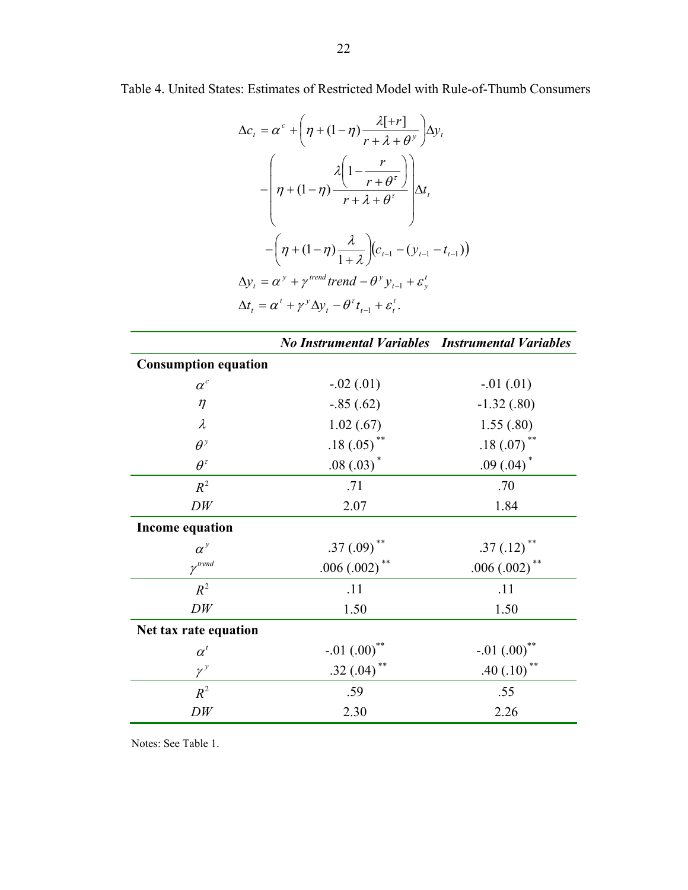Table 4. United States: Estimates of Restricted Model with Rule-of-Thumb Consumers

$$
\begin{aligned}
\Delta c_t &= \alpha^c + \left( \eta + (1-\eta) \frac{\lambda[+r]}{r + \lambda + \theta^y} \right) \Delta y_t \\
&\quad - \left( \eta + (1-\eta) \frac{\lambda \left( 1 - \frac{r}{r + \theta^\tau} \right)}{r + \lambda + \theta^\tau} \right) \Delta t_t \\
&\quad - \left( \eta + (1-\eta) \frac{\lambda}{1+\lambda} \right) \left( c_{t-1} - (y_{t-1} - t_{t-1}) \right) \\
\Delta y_t &= \alpha^y + \gamma^{trend} trend - \theta^y y_{t-1} + \varepsilon_y^t \\
\Delta t_t &= \alpha^t + \gamma^y \Delta y_t - \theta^\tau t_{t-1} + \varepsilon_t^t .
\end{aligned}
$$

| | ***No Instrumental Variables*** | ***Instrumental Variables*** |
|---|---|---|
| **Consumption equation** | | |
| $\alpha^c$ | -.02 (.01) | -.01 (.01) |
| $\eta$ | -.85 (.62) | -1.32 (.80) |
| $\lambda$ | 1.02 (.67) | 1.55 (.80) |
| $\theta^y$ | .18 (.05)** | .18 (.07)** |
| $\theta^\tau$ | .08 (.03)* | .09 (.04)* |
| $R^2$ | .71 | .70 |
| $DW$ | 2.07 | 1.84 |
| **Income equation** | | |
| $\alpha^y$ | .37 (.09)** | .37 (.12)** |
| $\gamma^{trend}$ | .006 (.002)** | .006 (.002)** |
| $R^2$ | .11 | .11 |
| $DW$ | 1.50 | 1.50 |
| **Net tax rate equation** | | |
| $\alpha^t$ | -.01 (.00)** | -.01 (.00)** |
| $\gamma^y$ | .32 (.04)** | .40 (.10)** |
| $R^2$ | .59 | .55 |
| $DW$ | 2.30 | 2.26 |

Notes: See Table 1.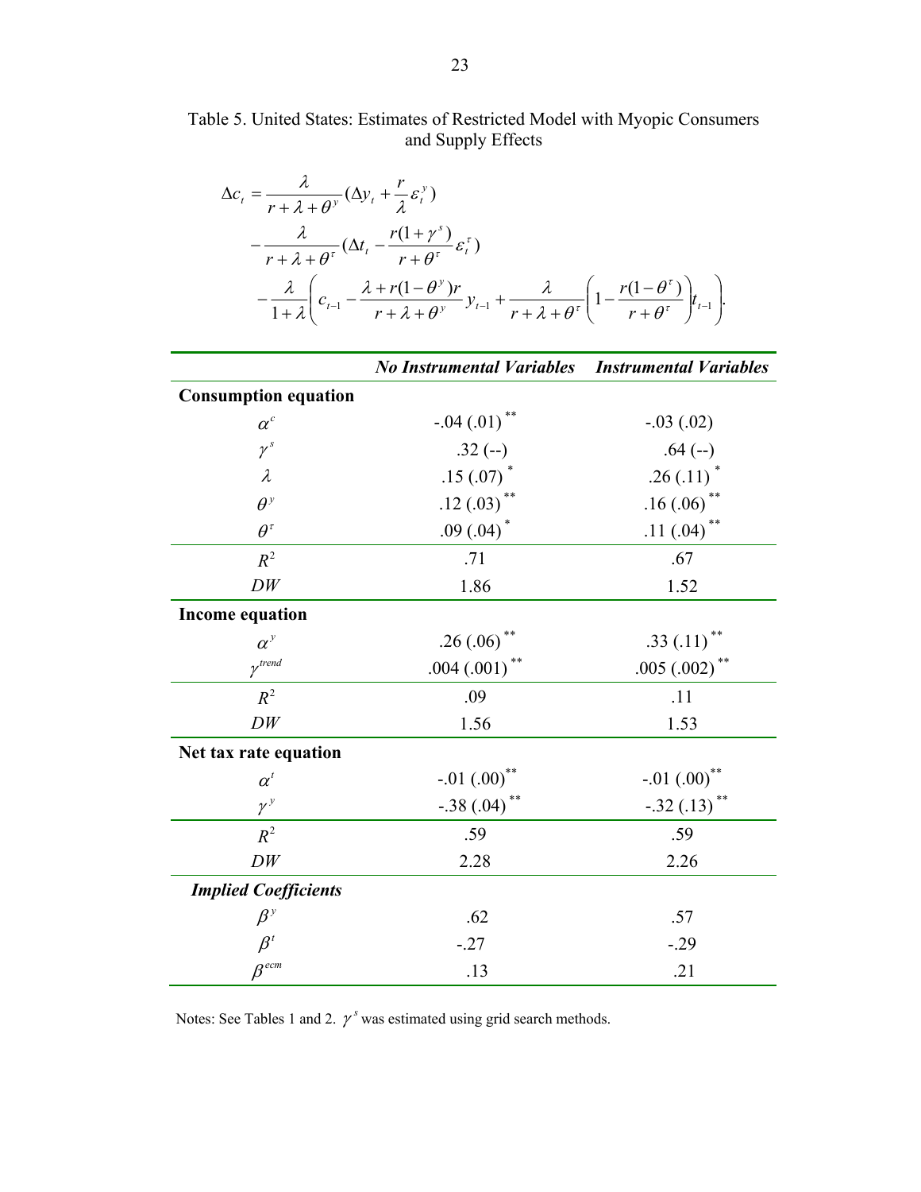Table 5. United States: Estimates of Restricted Model with Myopic Consumers and Supply Effects

$$
\begin{aligned}
\Delta c_t &= \frac{\lambda}{r+\lambda+\theta^y}(\Delta y_t + \frac{r}{\lambda}\varepsilon_t^y) \\
&- \frac{\lambda}{r+\lambda+\theta^\tau}(\Delta t_t - \frac{r(1+\gamma^s)}{r+\theta^\tau}\varepsilon_t^\tau) \\
&- \frac{\lambda}{1+\lambda}\left(c_{t-1} - \frac{\lambda + r(1-\theta^y)r}{r+\lambda+\theta^y}y_{t-1} + \frac{\lambda}{r+\lambda+\theta^\tau}\left(1-\frac{r(1-\theta^\tau)}{r+\theta^\tau}\right)t_{t-1}\right).
\end{aligned}
$$

| | ***No Instrumental Variables*** | ***Instrumental Variables*** |
|---|---|---|
| **Consumption equation** | | |
| $\alpha^c$ | -.04 (.01) ** | -.03 (.02) |
| $\gamma^s$ | .32 (--) | .64 (--) |
| $\lambda$ | .15 (.07) * | .26 (.11) * |
| $\theta^y$ | .12 (.03) ** | .16 (.06) ** |
| $\theta^\tau$ | .09 (.04) * | .11 (.04) ** |
| $R^2$ | .71 | .67 |
| $DW$ | 1.86 | 1.52 |
| **Income equation** | | |
| $\alpha^y$ | .26 (.06) ** | .33 (.11) ** |
| $\gamma^{trend}$ | .004 (.001) ** | .005 (.002) ** |
| $R^2$ | .09 | .11 |
| $DW$ | 1.56 | 1.53 |
| **Net tax rate equation** | | |
| $\alpha^t$ | -.01 (.00)** | -.01 (.00)** |
| $\gamma^y$ | -.38 (.04) ** | -.32 (.13) ** |
| $R^2$ | .59 | .59 |
| $DW$ | 2.28 | 2.26 |
| ***Implied Coefficients*** | | |
| $\beta^y$ | .62 | .57 |
| $\beta^t$ | -.27 | -.29 |
| $\beta^{ecm}$ | .13 | .21 |

Notes: See Tables 1 and 2. $\gamma^s$ was estimated using grid search methods.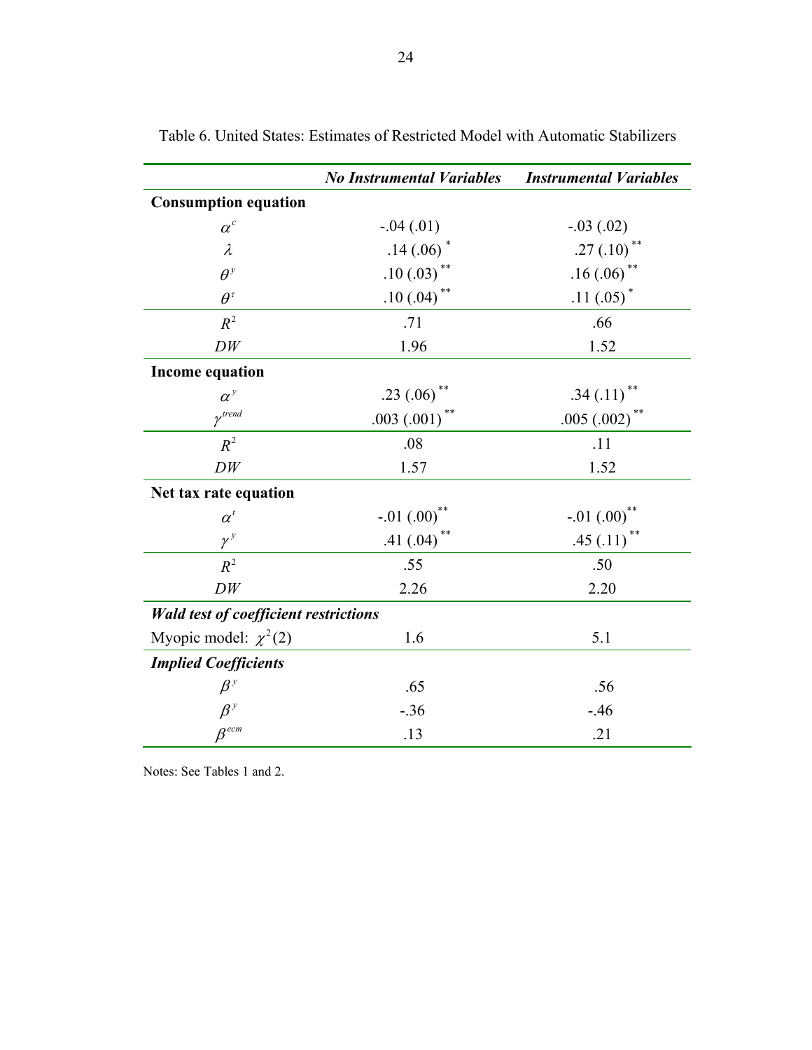Table 6. United States: Estimates of Restricted Model with Automatic Stabilizers

| | ***No Instrumental Variables*** | ***Instrumental Variables*** |
|---|---|---|
| **Consumption equation** | | |
| $\alpha^{c}$ | -.04 (.01) | -.03 (.02) |
| $\lambda$ | .14 (.06) $^{*}$ | .27 (.10) $^{**}$ |
| $\theta^{y}$ | .10 (.03) $^{**}$ | .16 (.06) $^{**}$ |
| $\theta^{\tau}$ | .10 (.04) $^{**}$ | .11 (.05) $^{*}$ |
| $R^2$ | .71 | .66 |
| $DW$ | 1.96 | 1.52 |
| **Income equation** | | |
| $\alpha^{y}$ | .23 (.06) $^{**}$ | .34 (.11) $^{**}$ |
| $\gamma^{trend}$ | .003 (.001) $^{**}$ | .005 (.002) $^{**}$ |
| $R^2$ | .08 | .11 |
| $DW$ | 1.57 | 1.52 |
| **Net tax rate equation** | | |
| $\alpha^{t}$ | -.01 (.00) $^{**}$ | -.01 (.00) $^{**}$ |
| $\gamma^{y}$ | .41 (.04) $^{**}$ | .45 (.11) $^{**}$ |
| $R^2$ | .55 | .50 |
| $DW$ | 2.26 | 2.20 |
| ***Wald test of coefficient restrictions*** | | |
| Myopic model: $\chi^2(2)$ | 1.6 | 5.1 |
| ***Implied Coefficients*** | | |
| $\beta^{y}$ | .65 | .56 |
| $\beta^{y}$ | -.36 | -.46 |
| $\beta^{ecm}$ | .13 | .21 |

Notes: See Tables 1 and 2.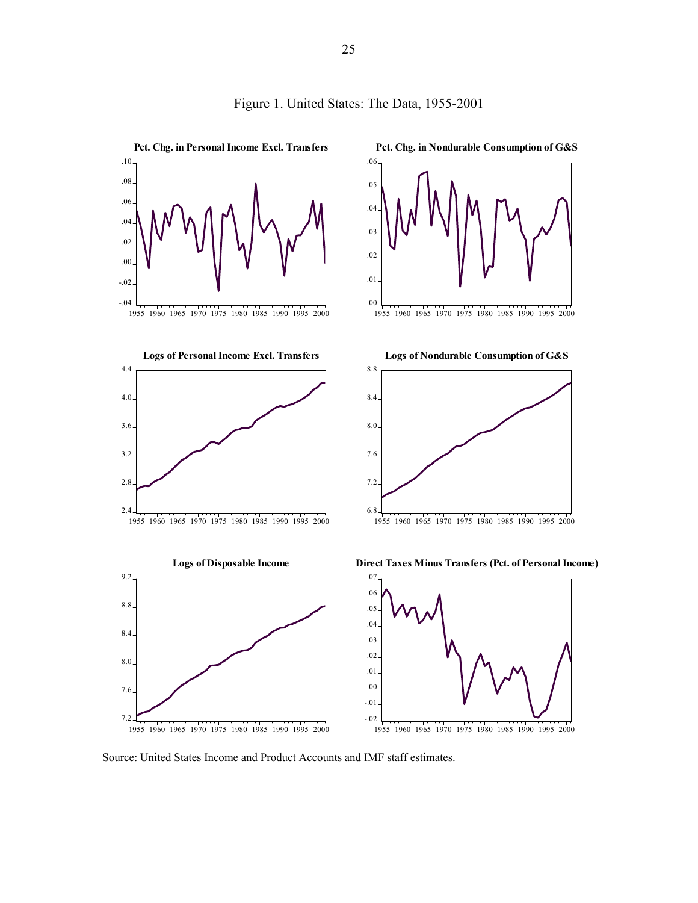Figure 1. United States: The Data, 1955-2001

**Pct. Chg. in Personal Income Excl. Transfers**

**Pct. Chg. in Nondurable Consumption of G&S**

**Logs of Personal Income Excl. Transfers**

**Logs of Nondurable Consumption of G&S**

**Logs of Disposable Income**

**Direct Taxes Minus Transfers (Pct. of Personal Income)**

Source: United States Income and Product Accounts and IMF staff estimates.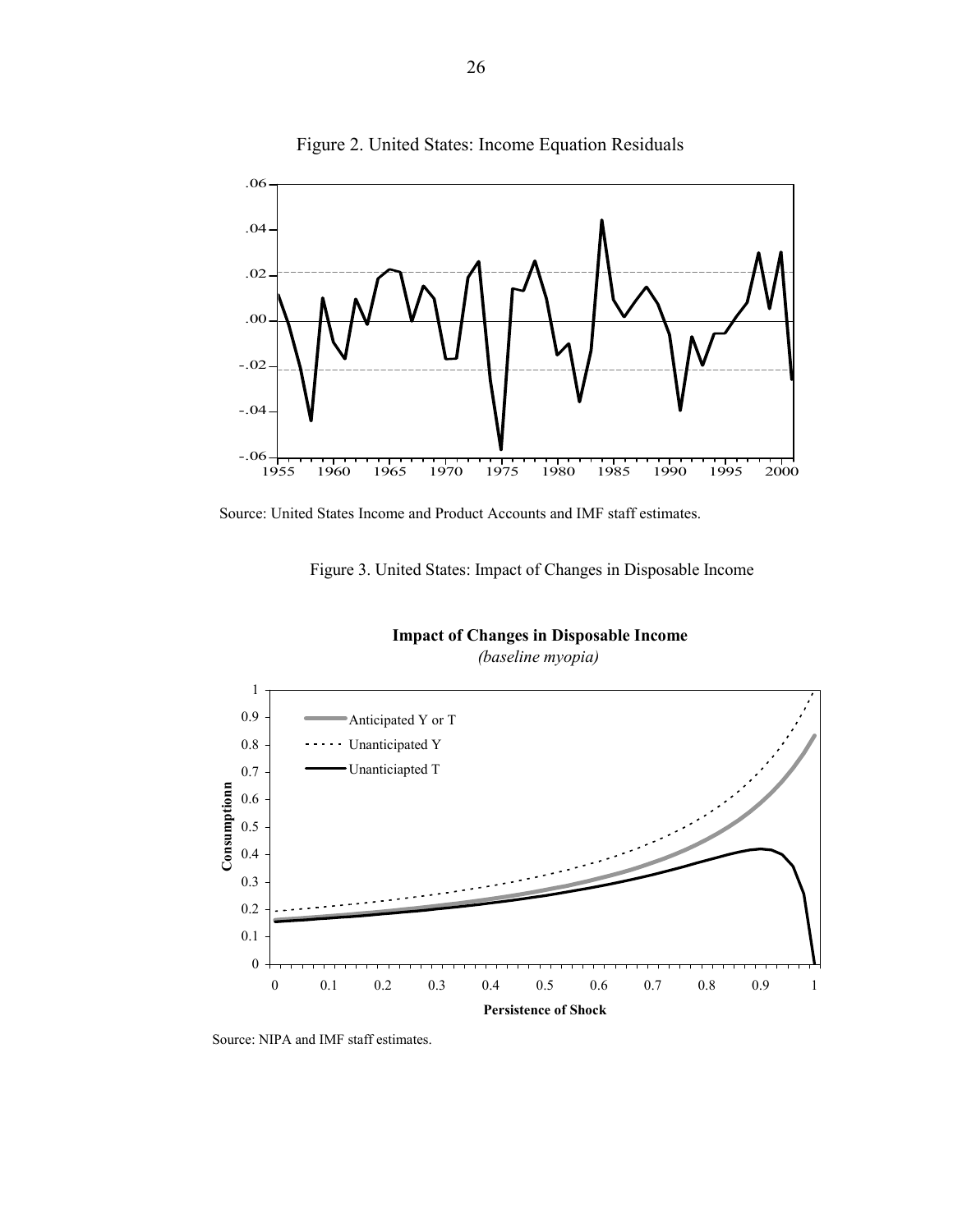Figure 2. United States: Income Equation Residuals

Source: United States Income and Product Accounts and IMF staff estimates.

Figure 3. United States: Impact of Changes in Disposable Income

Source: NIPA and IMF staff estimates.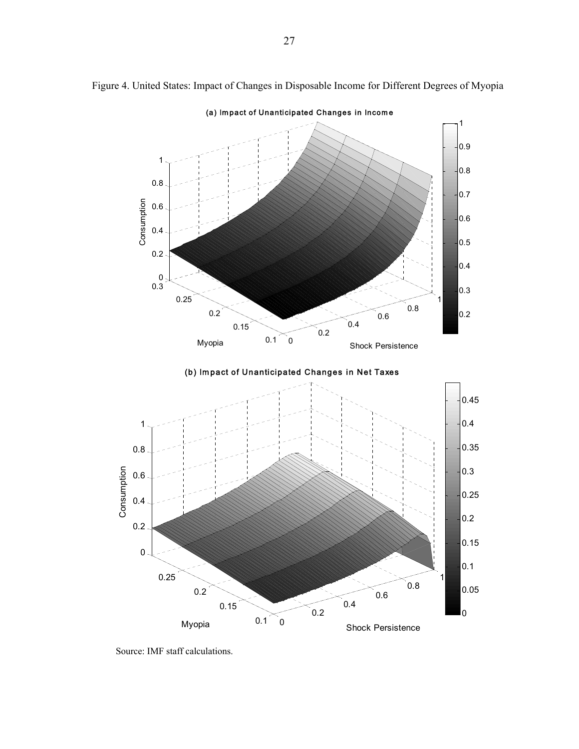Figure 4. United States: Impact of Changes in Disposable Income for Different Degrees of Myopia

(a) Impact of Unanticipated Changes in Income

(b) Impact of Unanticipated Changes in Net Taxes

Source: IMF staff calculations.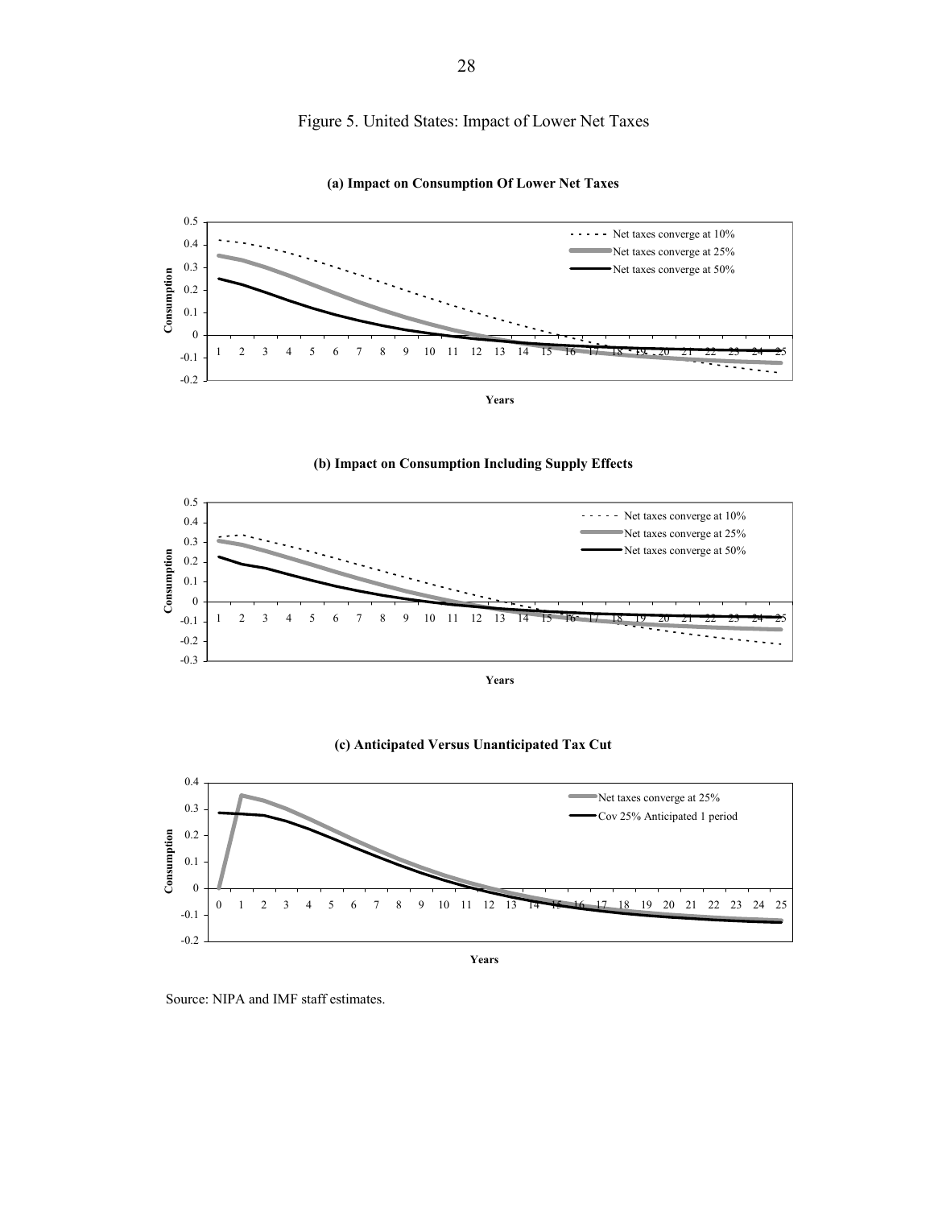Figure 5. United States: Impact of Lower Net Taxes

**(a) Impact on Consumption Of Lower Net Taxes**

Consumption

0.5
0.4
0.3
0.2
0.1
0
-0.1
-0.2

1 2 3 4 5 6 7 8 9 10 11 12 13 14 15 16 17 18 19 20 21 22 23 24 25

Years

Net taxes converge at 10%
Net taxes converge at 25%
Net taxes converge at 50%

**(b) Impact on Consumption Including Supply Effects**

Consumption

0.5
0.4
0.3
0.2
0.1
0
-0.1
-0.2
-0.3

1 2 3 4 5 6 7 8 9 10 11 12 13 14 15 16 17 18 19 20 21 22 23 24 25

Years

Net taxes converge at 10%
Net taxes converge at 25%
Net taxes converge at 50%

**(c) Anticipated Versus Unanticipated Tax Cut**

Consumption

0.4
0.3
0.2
0.1
0
-0.1
-0.2

0 1 2 3 4 5 6 7 8 9 10 11 12 13 14 15 16 17 18 19 20 21 22 23 24 25

Years

Net taxes converge at 25%
Cov 25% Anticipated 1 period

Source: NIPA and IMF staff estimates.